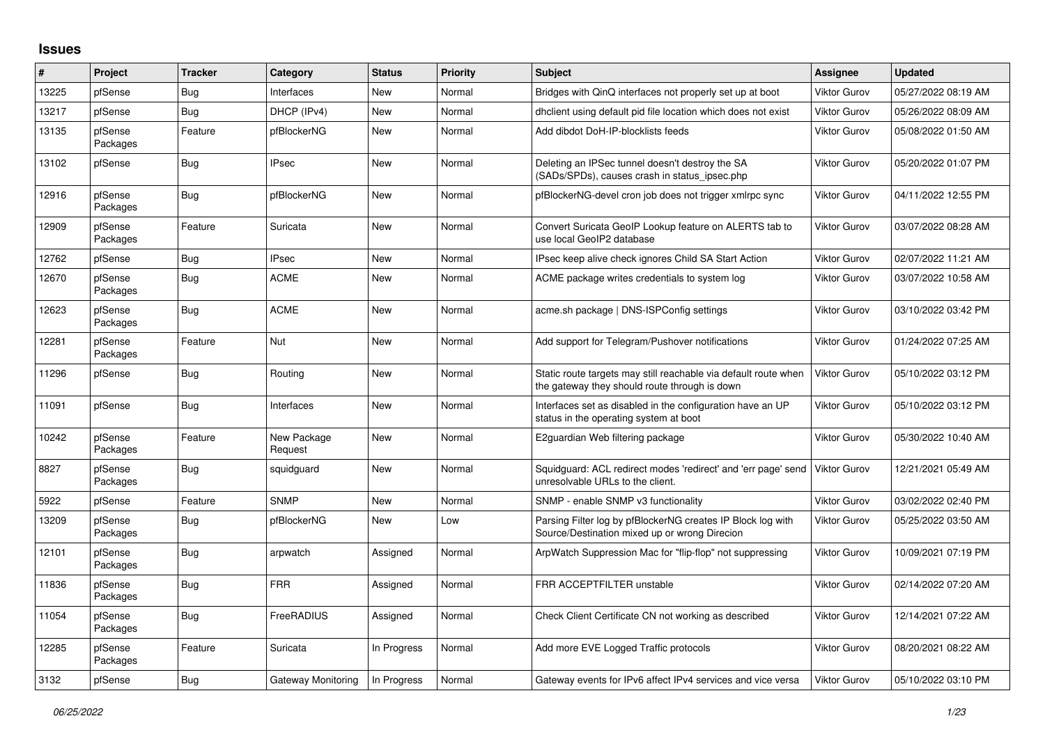# Issues

| # | Project | Tracker | Category | Status | Priority | Subject | Assignee | Updated |
|---|---|---|---|---|---|---|---|---|
| 13225 | pfSense | Bug | Interfaces | New | Normal | Bridges with QinQ interfaces not properly set up at boot | Viktor Gurov | 05/27/2022 08:19 AM |
| 13217 | pfSense | Bug | DHCP (IPv4) | New | Normal | dhclient using default pid file location which does not exist | Viktor Gurov | 05/26/2022 08:09 AM |
| 13135 | pfSense Packages | Feature | pfBlockerNG | New | Normal | Add dibdot DoH-IP-blocklists feeds | Viktor Gurov | 05/08/2022 01:50 AM |
| 13102 | pfSense | Bug | IPsec | New | Normal | Deleting an IPSec tunnel doesn't destroy the SA (SADs/SPDs), causes crash in status_ipsec.php | Viktor Gurov | 05/20/2022 01:07 PM |
| 12916 | pfSense Packages | Bug | pfBlockerNG | New | Normal | pfBlockerNG-devel cron job does not trigger xmlrpc sync | Viktor Gurov | 04/11/2022 12:55 PM |
| 12909 | pfSense Packages | Feature | Suricata | New | Normal | Convert Suricata GeoIP Lookup feature on ALERTS tab to use local GeoIP2 database | Viktor Gurov | 03/07/2022 08:28 AM |
| 12762 | pfSense | Bug | IPsec | New | Normal | IPsec keep alive check ignores Child SA Start Action | Viktor Gurov | 02/07/2022 11:21 AM |
| 12670 | pfSense Packages | Bug | ACME | New | Normal | ACME package writes credentials to system log | Viktor Gurov | 03/07/2022 10:58 AM |
| 12623 | pfSense Packages | Bug | ACME | New | Normal | acme.sh package \| DNS-ISPConfig settings | Viktor Gurov | 03/10/2022 03:42 PM |
| 12281 | pfSense Packages | Feature | Nut | New | Normal | Add support for Telegram/Pushover notifications | Viktor Gurov | 01/24/2022 07:25 AM |
| 11296 | pfSense | Bug | Routing | New | Normal | Static route targets may still reachable via default route when the gateway they should route through is down | Viktor Gurov | 05/10/2022 03:12 PM |
| 11091 | pfSense | Bug | Interfaces | New | Normal | Interfaces set as disabled in the configuration have an UP status in the operating system at boot | Viktor Gurov | 05/10/2022 03:12 PM |
| 10242 | pfSense Packages | Feature | New Package Request | New | Normal | E2guardian Web filtering package | Viktor Gurov | 05/30/2022 10:40 AM |
| 8827 | pfSense Packages | Bug | squidguard | New | Normal | Squidguard: ACL redirect modes 'redirect' and 'err page' send unresolvable URLs to the client. | Viktor Gurov | 12/21/2021 05:49 AM |
| 5922 | pfSense | Feature | SNMP | New | Normal | SNMP - enable SNMP v3 functionality | Viktor Gurov | 03/02/2022 02:40 PM |
| 13209 | pfSense Packages | Bug | pfBlockerNG | New | Low | Parsing Filter log by pfBlockerNG creates IP Block log with Source/Destination mixed up or wrong Direcion | Viktor Gurov | 05/25/2022 03:50 AM |
| 12101 | pfSense Packages | Bug | arpwatch | Assigned | Normal | ArpWatch Suppression Mac for "flip-flop" not suppressing | Viktor Gurov | 10/09/2021 07:19 PM |
| 11836 | pfSense Packages | Bug | FRR | Assigned | Normal | FRR ACCEPTFILTER unstable | Viktor Gurov | 02/14/2022 07:20 AM |
| 11054 | pfSense Packages | Bug | FreeRADIUS | Assigned | Normal | Check Client Certificate CN not working as described | Viktor Gurov | 12/14/2021 07:22 AM |
| 12285 | pfSense Packages | Feature | Suricata | In Progress | Normal | Add more EVE Logged Traffic protocols | Viktor Gurov | 08/20/2021 08:22 AM |
| 3132 | pfSense | Bug | Gateway Monitoring | In Progress | Normal | Gateway events for IPv6 affect IPv4 services and vice versa | Viktor Gurov | 05/10/2022 03:10 PM |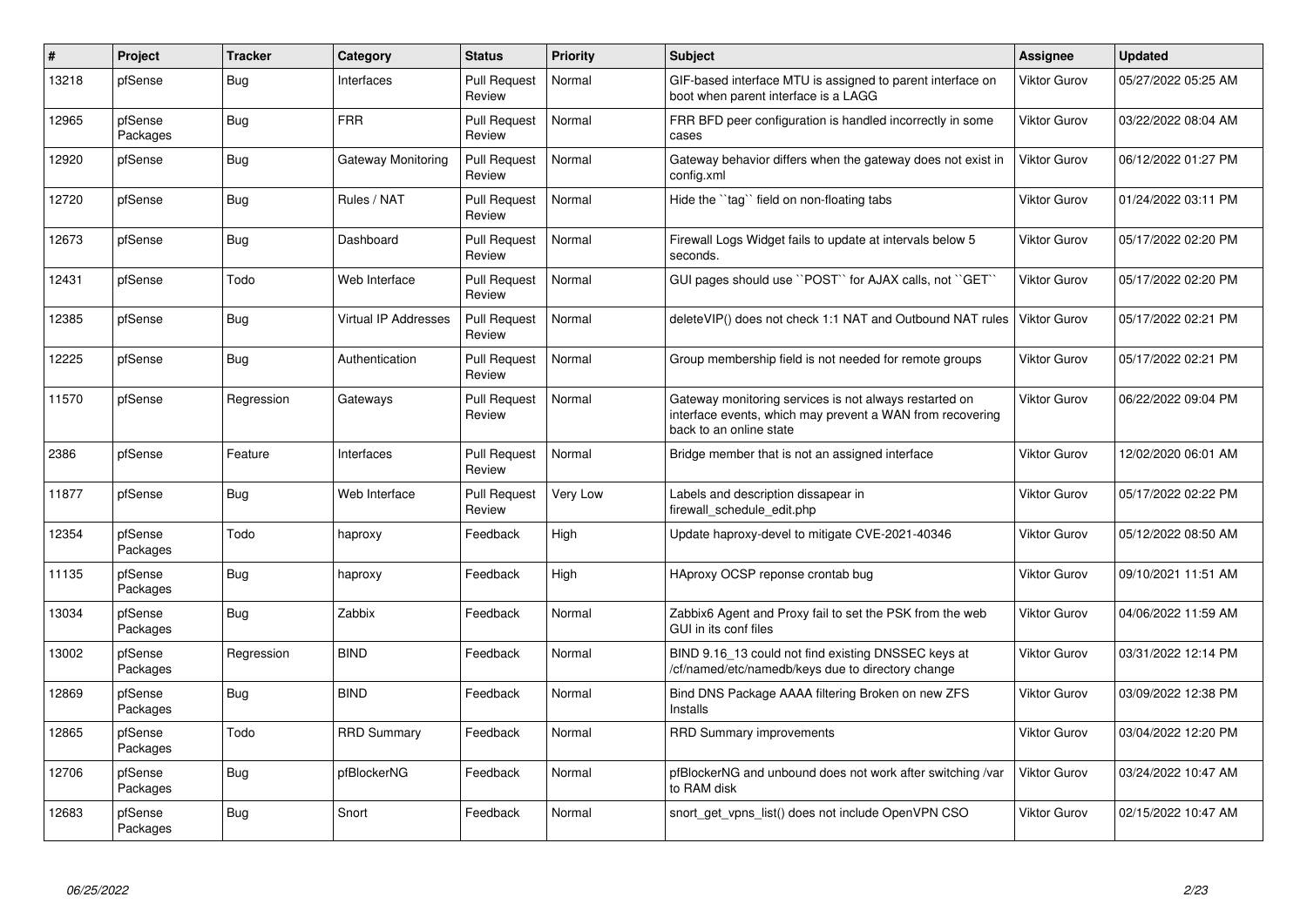| # | Project | Tracker | Category | Status | Priority | Subject | Assignee | Updated |
|---|---|---|---|---|---|---|---|---|
| 13218 | pfSense | Bug | Interfaces | Pull Request Review | Normal | GIF-based interface MTU is assigned to parent interface on boot when parent interface is a LAGG | Viktor Gurov | 05/27/2022 05:25 AM |
| 12965 | pfSense Packages | Bug | FRR | Pull Request Review | Normal | FRR BFD peer configuration is handled incorrectly in some cases | Viktor Gurov | 03/22/2022 08:04 AM |
| 12920 | pfSense | Bug | Gateway Monitoring | Pull Request Review | Normal | Gateway behavior differs when the gateway does not exist in config.xml | Viktor Gurov | 06/12/2022 01:27 PM |
| 12720 | pfSense | Bug | Rules / NAT | Pull Request Review | Normal | Hide the ``tag`` field on non-floating tabs | Viktor Gurov | 01/24/2022 03:11 PM |
| 12673 | pfSense | Bug | Dashboard | Pull Request Review | Normal | Firewall Logs Widget fails to update at intervals below 5 seconds. | Viktor Gurov | 05/17/2022 02:20 PM |
| 12431 | pfSense | Todo | Web Interface | Pull Request Review | Normal | GUI pages should use ``POST`` for AJAX calls, not ``GET`` | Viktor Gurov | 05/17/2022 02:20 PM |
| 12385 | pfSense | Bug | Virtual IP Addresses | Pull Request Review | Normal | deleteVIP() does not check 1:1 NAT and Outbound NAT rules | Viktor Gurov | 05/17/2022 02:21 PM |
| 12225 | pfSense | Bug | Authentication | Pull Request Review | Normal | Group membership field is not needed for remote groups | Viktor Gurov | 05/17/2022 02:21 PM |
| 11570 | pfSense | Regression | Gateways | Pull Request Review | Normal | Gateway monitoring services is not always restarted on interface events, which may prevent a WAN from recovering back to an online state | Viktor Gurov | 06/22/2022 09:04 PM |
| 2386 | pfSense | Feature | Interfaces | Pull Request Review | Normal | Bridge member that is not an assigned interface | Viktor Gurov | 12/02/2020 06:01 AM |
| 11877 | pfSense | Bug | Web Interface | Pull Request Review | Very Low | Labels and description dissapear in firewall_schedule_edit.php | Viktor Gurov | 05/17/2022 02:22 PM |
| 12354 | pfSense Packages | Todo | haproxy | Feedback | High | Update haproxy-devel to mitigate CVE-2021-40346 | Viktor Gurov | 05/12/2022 08:50 AM |
| 11135 | pfSense Packages | Bug | haproxy | Feedback | High | HAproxy OCSP reponse crontab bug | Viktor Gurov | 09/10/2021 11:51 AM |
| 13034 | pfSense Packages | Bug | Zabbix | Feedback | Normal | Zabbix6 Agent and Proxy fail to set the PSK from the web GUI in its conf files | Viktor Gurov | 04/06/2022 11:59 AM |
| 13002 | pfSense Packages | Regression | BIND | Feedback | Normal | BIND 9.16_13 could not find existing DNSSEC keys at /cf/named/etc/namedb/keys due to directory change | Viktor Gurov | 03/31/2022 12:14 PM |
| 12869 | pfSense Packages | Bug | BIND | Feedback | Normal | Bind DNS Package AAAA filtering Broken on new ZFS Installs | Viktor Gurov | 03/09/2022 12:38 PM |
| 12865 | pfSense Packages | Todo | RRD Summary | Feedback | Normal | RRD Summary improvements | Viktor Gurov | 03/04/2022 12:20 PM |
| 12706 | pfSense Packages | Bug | pfBlockerNG | Feedback | Normal | pfBlockerNG and unbound does not work after switching /var to RAM disk | Viktor Gurov | 03/24/2022 10:47 AM |
| 12683 | pfSense Packages | Bug | Snort | Feedback | Normal | snort_get_vpns_list() does not include OpenVPN CSO | Viktor Gurov | 02/15/2022 10:47 AM |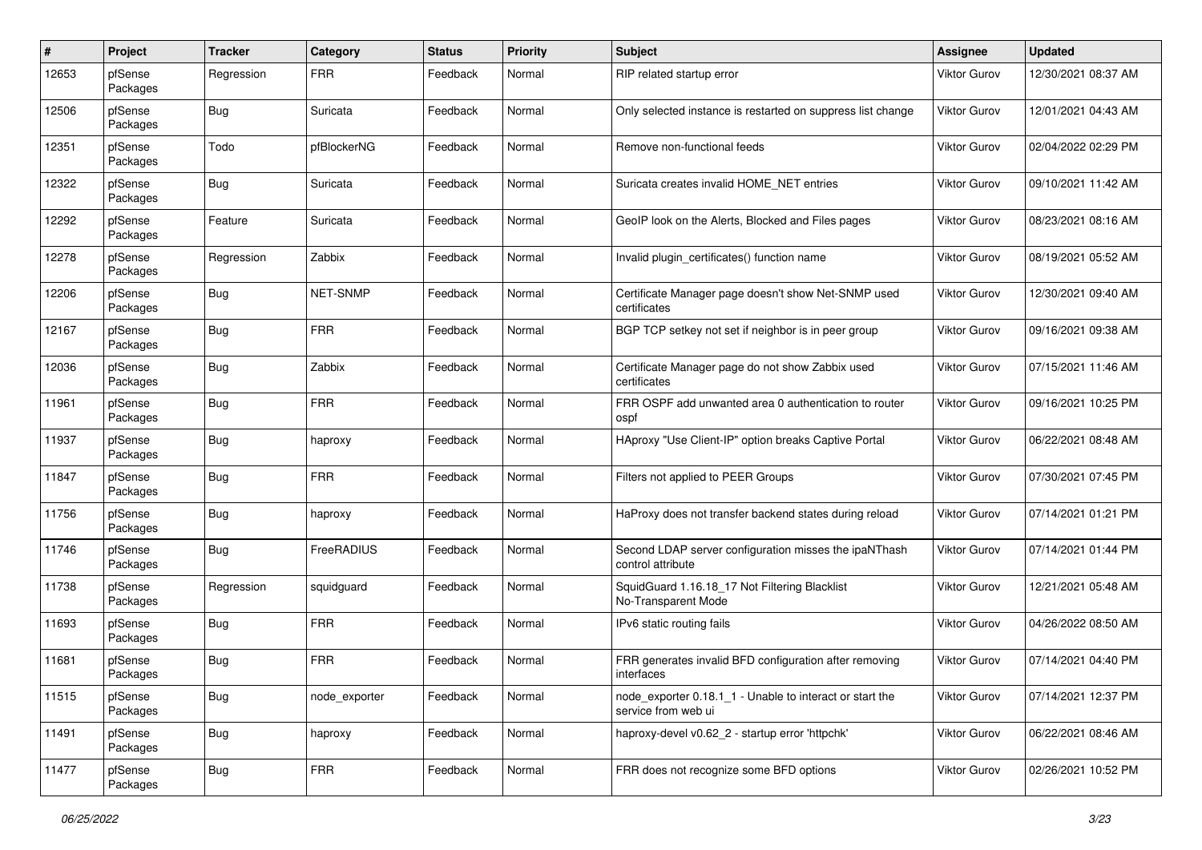| # | Project | Tracker | Category | Status | Priority | Subject | Assignee | Updated |
|---|---|---|---|---|---|---|---|---|
| 12653 | pfSense Packages | Regression | FRR | Feedback | Normal | RIP related startup error | Viktor Gurov | 12/30/2021 08:37 AM |
| 12506 | pfSense Packages | Bug | Suricata | Feedback | Normal | Only selected instance is restarted on suppress list change | Viktor Gurov | 12/01/2021 04:43 AM |
| 12351 | pfSense Packages | Todo | pfBlockerNG | Feedback | Normal | Remove non-functional feeds | Viktor Gurov | 02/04/2022 02:29 PM |
| 12322 | pfSense Packages | Bug | Suricata | Feedback | Normal | Suricata creates invalid HOME_NET entries | Viktor Gurov | 09/10/2021 11:42 AM |
| 12292 | pfSense Packages | Feature | Suricata | Feedback | Normal | GeoIP look on the Alerts, Blocked and Files pages | Viktor Gurov | 08/23/2021 08:16 AM |
| 12278 | pfSense Packages | Regression | Zabbix | Feedback | Normal | Invalid plugin_certificates() function name | Viktor Gurov | 08/19/2021 05:52 AM |
| 12206 | pfSense Packages | Bug | NET-SNMP | Feedback | Normal | Certificate Manager page doesn't show Net-SNMP used certificates | Viktor Gurov | 12/30/2021 09:40 AM |
| 12167 | pfSense Packages | Bug | FRR | Feedback | Normal | BGP TCP setkey not set if neighbor is in peer group | Viktor Gurov | 09/16/2021 09:38 AM |
| 12036 | pfSense Packages | Bug | Zabbix | Feedback | Normal | Certificate Manager page do not show Zabbix used certificates | Viktor Gurov | 07/15/2021 11:46 AM |
| 11961 | pfSense Packages | Bug | FRR | Feedback | Normal | FRR OSPF add unwanted area 0 authentication to router ospf | Viktor Gurov | 09/16/2021 10:25 PM |
| 11937 | pfSense Packages | Bug | haproxy | Feedback | Normal | HAproxy "Use Client-IP" option breaks Captive Portal | Viktor Gurov | 06/22/2021 08:48 AM |
| 11847 | pfSense Packages | Bug | FRR | Feedback | Normal | Filters not applied to PEER Groups | Viktor Gurov | 07/30/2021 07:45 PM |
| 11756 | pfSense Packages | Bug | haproxy | Feedback | Normal | HaProxy does not transfer backend states during reload | Viktor Gurov | 07/14/2021 01:21 PM |
| 11746 | pfSense Packages | Bug | FreeRADIUS | Feedback | Normal | Second LDAP server configuration misses the ipaNThash control attribute | Viktor Gurov | 07/14/2021 01:44 PM |
| 11738 | pfSense Packages | Regression | squidguard | Feedback | Normal | SquidGuard 1.16.18_17 Not Filtering Blacklist No-Transparent Mode | Viktor Gurov | 12/21/2021 05:48 AM |
| 11693 | pfSense Packages | Bug | FRR | Feedback | Normal | IPv6 static routing fails | Viktor Gurov | 04/26/2022 08:50 AM |
| 11681 | pfSense Packages | Bug | FRR | Feedback | Normal | FRR generates invalid BFD configuration after removing interfaces | Viktor Gurov | 07/14/2021 04:40 PM |
| 11515 | pfSense Packages | Bug | node_exporter | Feedback | Normal | node_exporter 0.18.1_1 - Unable to interact or start the service from web ui | Viktor Gurov | 07/14/2021 12:37 PM |
| 11491 | pfSense Packages | Bug | haproxy | Feedback | Normal | haproxy-devel v0.62_2 - startup error 'httpchk' | Viktor Gurov | 06/22/2021 08:46 AM |
| 11477 | pfSense Packages | Bug | FRR | Feedback | Normal | FRR does not recognize some BFD options | Viktor Gurov | 02/26/2021 10:52 PM |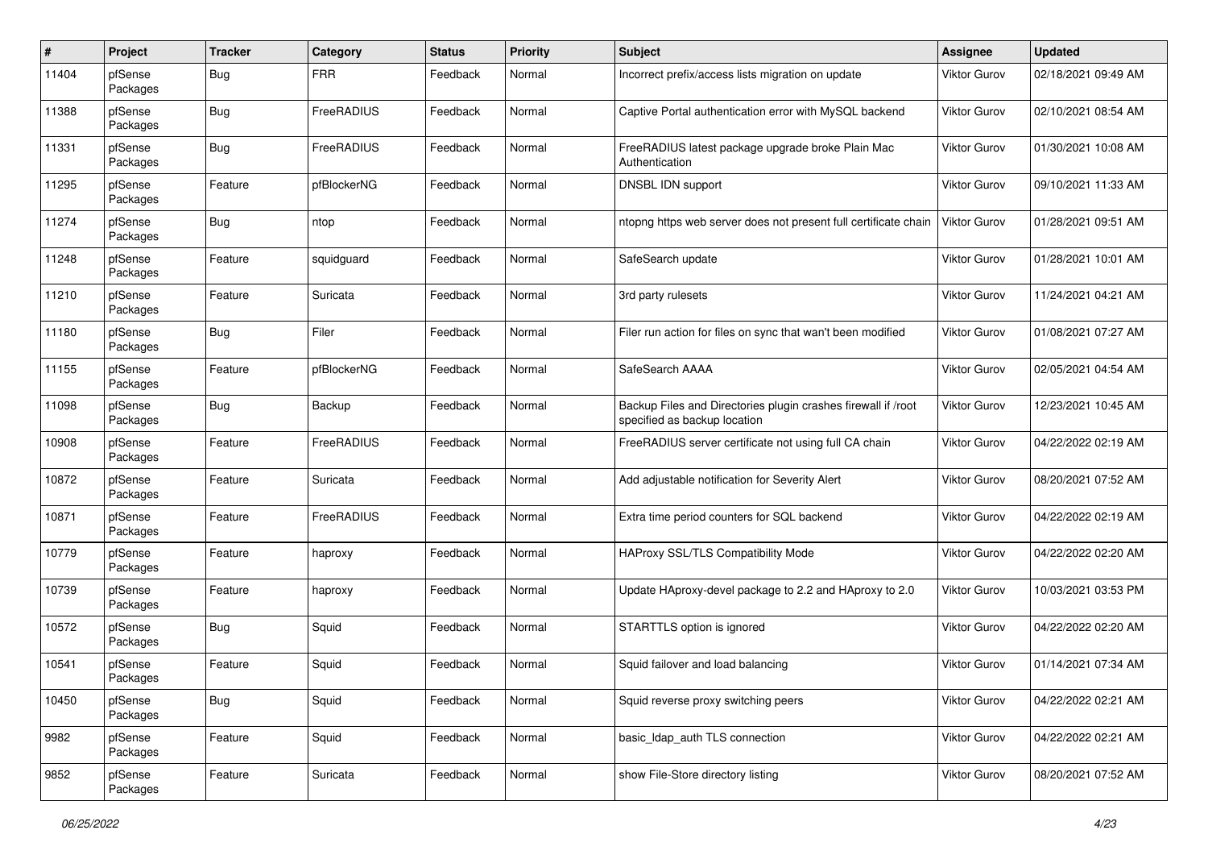| # | Project | Tracker | Category | Status | Priority | Subject | Assignee | Updated |
|---|---|---|---|---|---|---|---|---|
| 11404 | pfSense Packages | Bug | FRR | Feedback | Normal | Incorrect prefix/access lists migration on update | Viktor Gurov | 02/18/2021 09:49 AM |
| 11388 | pfSense Packages | Bug | FreeRADIUS | Feedback | Normal | Captive Portal authentication error with MySQL backend | Viktor Gurov | 02/10/2021 08:54 AM |
| 11331 | pfSense Packages | Bug | FreeRADIUS | Feedback | Normal | FreeRADIUS latest package upgrade broke Plain Mac Authentication | Viktor Gurov | 01/30/2021 10:08 AM |
| 11295 | pfSense Packages | Feature | pfBlockerNG | Feedback | Normal | DNSBL IDN support | Viktor Gurov | 09/10/2021 11:33 AM |
| 11274 | pfSense Packages | Bug | ntop | Feedback | Normal | ntopng https web server does not present full certificate chain | Viktor Gurov | 01/28/2021 09:51 AM |
| 11248 | pfSense Packages | Feature | squidguard | Feedback | Normal | SafeSearch update | Viktor Gurov | 01/28/2021 10:01 AM |
| 11210 | pfSense Packages | Feature | Suricata | Feedback | Normal | 3rd party rulesets | Viktor Gurov | 11/24/2021 04:21 AM |
| 11180 | pfSense Packages | Bug | Filer | Feedback | Normal | Filer run action for files on sync that wan't been modified | Viktor Gurov | 01/08/2021 07:27 AM |
| 11155 | pfSense Packages | Feature | pfBlockerNG | Feedback | Normal | SafeSearch AAAA | Viktor Gurov | 02/05/2021 04:54 AM |
| 11098 | pfSense Packages | Bug | Backup | Feedback | Normal | Backup Files and Directories plugin crashes firewall if /root specified as backup location | Viktor Gurov | 12/23/2021 10:45 AM |
| 10908 | pfSense Packages | Feature | FreeRADIUS | Feedback | Normal | FreeRADIUS server certificate not using full CA chain | Viktor Gurov | 04/22/2022 02:19 AM |
| 10872 | pfSense Packages | Feature | Suricata | Feedback | Normal | Add adjustable notification for Severity Alert | Viktor Gurov | 08/20/2021 07:52 AM |
| 10871 | pfSense Packages | Feature | FreeRADIUS | Feedback | Normal | Extra time period counters for SQL backend | Viktor Gurov | 04/22/2022 02:19 AM |
| 10779 | pfSense Packages | Feature | haproxy | Feedback | Normal | HAProxy SSL/TLS Compatibility Mode | Viktor Gurov | 04/22/2022 02:20 AM |
| 10739 | pfSense Packages | Feature | haproxy | Feedback | Normal | Update HAproxy-devel package to 2.2 and HAproxy to 2.0 | Viktor Gurov | 10/03/2021 03:53 PM |
| 10572 | pfSense Packages | Bug | Squid | Feedback | Normal | STARTTLS option is ignored | Viktor Gurov | 04/22/2022 02:20 AM |
| 10541 | pfSense Packages | Feature | Squid | Feedback | Normal | Squid failover and load balancing | Viktor Gurov | 01/14/2021 07:34 AM |
| 10450 | pfSense Packages | Bug | Squid | Feedback | Normal | Squid reverse proxy switching peers | Viktor Gurov | 04/22/2022 02:21 AM |
| 9982 | pfSense Packages | Feature | Squid | Feedback | Normal | basic_ldap_auth TLS connection | Viktor Gurov | 04/22/2022 02:21 AM |
| 9852 | pfSense Packages | Feature | Suricata | Feedback | Normal | show File-Store directory listing | Viktor Gurov | 08/20/2021 07:52 AM |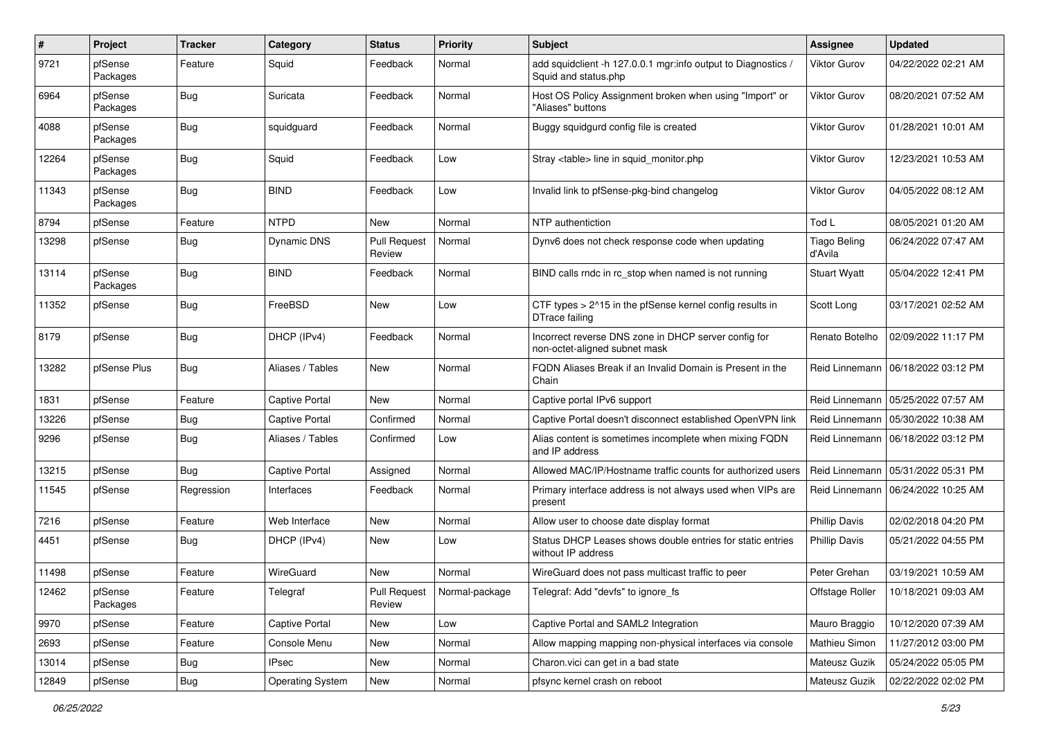| # | Project | Tracker | Category | Status | Priority | Subject | Assignee | Updated |
|---|---|---|---|---|---|---|---|---|
| 9721 | pfSense Packages | Feature | Squid | Feedback | Normal | add squidclient -h 127.0.0.1 mgr:info output to Diagnostics / Squid and status.php | Viktor Gurov | 04/22/2022 02:21 AM |
| 6964 | pfSense Packages | Bug | Suricata | Feedback | Normal | Host OS Policy Assignment broken when using "Import" or "Aliases" buttons | Viktor Gurov | 08/20/2021 07:52 AM |
| 4088 | pfSense Packages | Bug | squidguard | Feedback | Normal | Buggy squidgurd config file is created | Viktor Gurov | 01/28/2021 10:01 AM |
| 12264 | pfSense Packages | Bug | Squid | Feedback | Low | Stray <table> line in squid_monitor.php | Viktor Gurov | 12/23/2021 10:53 AM |
| 11343 | pfSense Packages | Bug | BIND | Feedback | Low | Invalid link to pfSense-pkg-bind changelog | Viktor Gurov | 04/05/2022 08:12 AM |
| 8794 | pfSense | Feature | NTPD | New | Normal | NTP authentiction | Tod L | 08/05/2021 01:20 AM |
| 13298 | pfSense | Bug | Dynamic DNS | Pull Request Review | Normal | Dynv6 does not check response code when updating | Tiago Beling d'Avila | 06/24/2022 07:47 AM |
| 13114 | pfSense Packages | Bug | BIND | Feedback | Normal | BIND calls rndc in rc_stop when named is not running | Stuart Wyatt | 05/04/2022 12:41 PM |
| 11352 | pfSense | Bug | FreeBSD | New | Low | CTF types > 2^15 in the pfSense kernel config results in DTrace failing | Scott Long | 03/17/2021 02:52 AM |
| 8179 | pfSense | Bug | DHCP (IPv4) | Feedback | Normal | Incorrect reverse DNS zone in DHCP server config for non-octet-aligned subnet mask | Renato Botelho | 02/09/2022 11:17 PM |
| 13282 | pfSense Plus | Bug | Aliases / Tables | New | Normal | FQDN Aliases Break if an Invalid Domain is Present in the Chain | Reid Linnemann | 06/18/2022 03:12 PM |
| 1831 | pfSense | Feature | Captive Portal | New | Normal | Captive portal IPv6 support | Reid Linnemann | 05/25/2022 07:57 AM |
| 13226 | pfSense | Bug | Captive Portal | Confirmed | Normal | Captive Portal doesn't disconnect established OpenVPN link | Reid Linnemann | 05/30/2022 10:38 AM |
| 9296 | pfSense | Bug | Aliases / Tables | Confirmed | Low | Alias content is sometimes incomplete when mixing FQDN and IP address | Reid Linnemann | 06/18/2022 03:12 PM |
| 13215 | pfSense | Bug | Captive Portal | Assigned | Normal | Allowed MAC/IP/Hostname traffic counts for authorized users | Reid Linnemann | 05/31/2022 05:31 PM |
| 11545 | pfSense | Regression | Interfaces | Feedback | Normal | Primary interface address is not always used when VIPs are present | Reid Linnemann | 06/24/2022 10:25 AM |
| 7216 | pfSense | Feature | Web Interface | New | Normal | Allow user to choose date display format | Phillip Davis | 02/02/2018 04:20 PM |
| 4451 | pfSense | Bug | DHCP (IPv4) | New | Low | Status DHCP Leases shows double entries for static entries without IP address | Phillip Davis | 05/21/2022 04:55 PM |
| 11498 | pfSense | Feature | WireGuard | New | Normal | WireGuard does not pass multicast traffic to peer | Peter Grehan | 03/19/2021 10:59 AM |
| 12462 | pfSense Packages | Feature | Telegraf | Pull Request Review | Normal-package | Telegraf: Add "devfs" to ignore_fs | Offstage Roller | 10/18/2021 09:03 AM |
| 9970 | pfSense | Feature | Captive Portal | New | Low | Captive Portal and SAML2 Integration | Mauro Braggio | 10/12/2020 07:39 AM |
| 2693 | pfSense | Feature | Console Menu | New | Normal | Allow mapping mapping non-physical interfaces via console | Mathieu Simon | 11/27/2012 03:00 PM |
| 13014 | pfSense | Bug | IPsec | New | Normal | Charon.vici can get in a bad state | Mateusz Guzik | 05/24/2022 05:05 PM |
| 12849 | pfSense | Bug | Operating System | New | Normal | pfsync kernel crash on reboot | Mateusz Guzik | 02/22/2022 02:02 PM |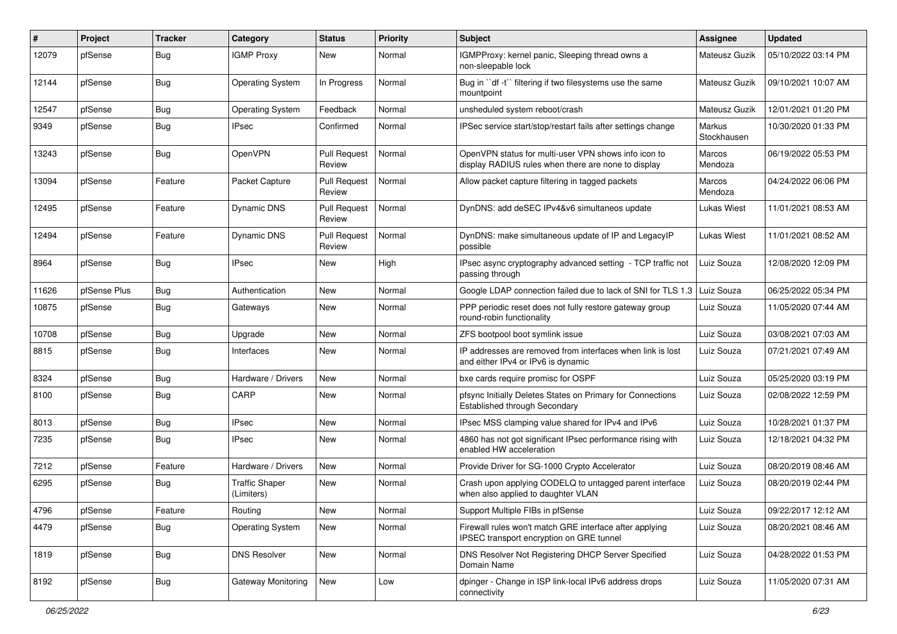| # | Project | Tracker | Category | Status | Priority | Subject | Assignee | Updated |
|---|---|---|---|---|---|---|---|---|
| 12079 | pfSense | Bug | IGMP Proxy | New | Normal | IGMPProxy: kernel panic, Sleeping thread owns a non-sleepable lock | Mateusz Guzik | 05/10/2022 03:14 PM |
| 12144 | pfSense | Bug | Operating System | In Progress | Normal | Bug in ``df -t`` filtering if two filesystems use the same mountpoint | Mateusz Guzik | 09/10/2021 10:07 AM |
| 12547 | pfSense | Bug | Operating System | Feedback | Normal | unsheduled system reboot/crash | Mateusz Guzik | 12/01/2021 01:20 PM |
| 9349 | pfSense | Bug | IPsec | Confirmed | Normal | IPSec service start/stop/restart fails after settings change | Markus Stockhausen | 10/30/2020 01:33 PM |
| 13243 | pfSense | Bug | OpenVPN | Pull Request Review | Normal | OpenVPN status for multi-user VPN shows info icon to display RADIUS rules when there are none to display | Marcos Mendoza | 06/19/2022 05:53 PM |
| 13094 | pfSense | Feature | Packet Capture | Pull Request Review | Normal | Allow packet capture filtering in tagged packets | Marcos Mendoza | 04/24/2022 06:06 PM |
| 12495 | pfSense | Feature | Dynamic DNS | Pull Request Review | Normal | DynDNS: add deSEC IPv4&v6 simultaneos update | Lukas Wiest | 11/01/2021 08:53 AM |
| 12494 | pfSense | Feature | Dynamic DNS | Pull Request Review | Normal | DynDNS: make simultaneous update of IP and LegacyIP possible | Lukas Wiest | 11/01/2021 08:52 AM |
| 8964 | pfSense | Bug | IPsec | New | High | IPsec async cryptography advanced setting - TCP traffic not passing through | Luiz Souza | 12/08/2020 12:09 PM |
| 11626 | pfSense Plus | Bug | Authentication | New | Normal | Google LDAP connection failed due to lack of SNI for TLS 1.3 | Luiz Souza | 06/25/2022 05:34 PM |
| 10875 | pfSense | Bug | Gateways | New | Normal | PPP periodic reset does not fully restore gateway group round-robin functionality | Luiz Souza | 11/05/2020 07:44 AM |
| 10708 | pfSense | Bug | Upgrade | New | Normal | ZFS bootpool boot symlink issue | Luiz Souza | 03/08/2021 07:03 AM |
| 8815 | pfSense | Bug | Interfaces | New | Normal | IP addresses are removed from interfaces when link is lost and either IPv4 or IPv6 is dynamic | Luiz Souza | 07/21/2021 07:49 AM |
| 8324 | pfSense | Bug | Hardware / Drivers | New | Normal | bxe cards require promisc for OSPF | Luiz Souza | 05/25/2020 03:19 PM |
| 8100 | pfSense | Bug | CARP | New | Normal | pfsync Initially Deletes States on Primary for Connections Established through Secondary | Luiz Souza | 02/08/2022 12:59 PM |
| 8013 | pfSense | Bug | IPsec | New | Normal | IPsec MSS clamping value shared for IPv4 and IPv6 | Luiz Souza | 10/28/2021 01:37 PM |
| 7235 | pfSense | Bug | IPsec | New | Normal | 4860 has not got significant IPsec performance rising with enabled HW acceleration | Luiz Souza | 12/18/2021 04:32 PM |
| 7212 | pfSense | Feature | Hardware / Drivers | New | Normal | Provide Driver for SG-1000 Crypto Accelerator | Luiz Souza | 08/20/2019 08:46 AM |
| 6295 | pfSense | Bug | Traffic Shaper (Limiters) | New | Normal | Crash upon applying CODELQ to untagged parent interface when also applied to daughter VLAN | Luiz Souza | 08/20/2019 02:44 PM |
| 4796 | pfSense | Feature | Routing | New | Normal | Support Multiple FIBs in pfSense | Luiz Souza | 09/22/2017 12:12 AM |
| 4479 | pfSense | Bug | Operating System | New | Normal | Firewall rules won't match GRE interface after applying IPSEC transport encryption on GRE tunnel | Luiz Souza | 08/20/2021 08:46 AM |
| 1819 | pfSense | Bug | DNS Resolver | New | Normal | DNS Resolver Not Registering DHCP Server Specified Domain Name | Luiz Souza | 04/28/2022 01:53 PM |
| 8192 | pfSense | Bug | Gateway Monitoring | New | Low | dpinger - Change in ISP link-local IPv6 address drops connectivity | Luiz Souza | 11/05/2020 07:31 AM |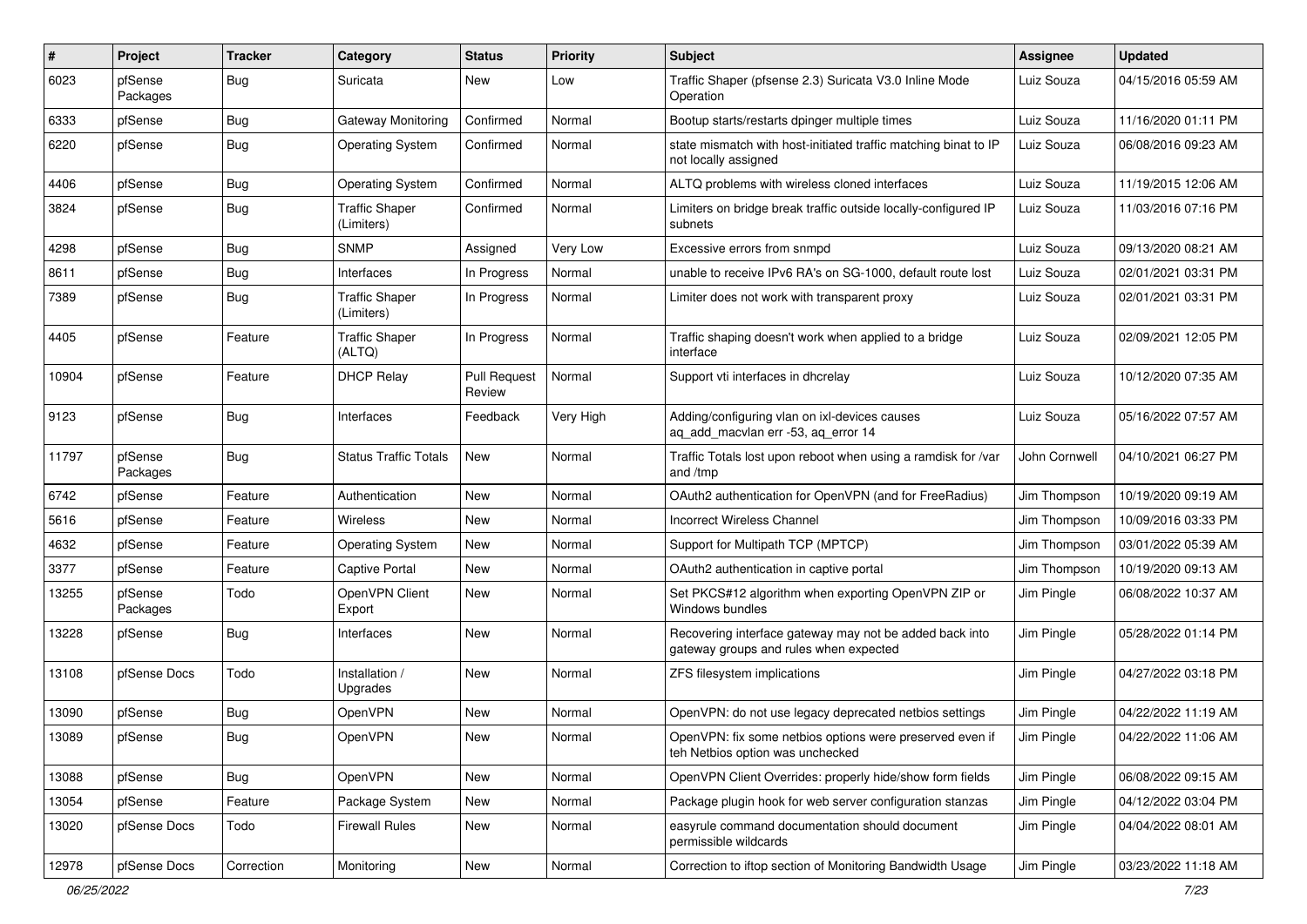| # | Project | Tracker | Category | Status | Priority | Subject | Assignee | Updated |
|---|---|---|---|---|---|---|---|---|
| 6023 | pfSense Packages | Bug | Suricata | New | Low | Traffic Shaper (pfsense 2.3) Suricata V3.0 Inline Mode Operation | Luiz Souza | 04/15/2016 05:59 AM |
| 6333 | pfSense | Bug | Gateway Monitoring | Confirmed | Normal | Bootup starts/restarts dpinger multiple times | Luiz Souza | 11/16/2020 01:11 PM |
| 6220 | pfSense | Bug | Operating System | Confirmed | Normal | state mismatch with host-initiated traffic matching binat to IP not locally assigned | Luiz Souza | 06/08/2016 09:23 AM |
| 4406 | pfSense | Bug | Operating System | Confirmed | Normal | ALTQ problems with wireless cloned interfaces | Luiz Souza | 11/19/2015 12:06 AM |
| 3824 | pfSense | Bug | Traffic Shaper (Limiters) | Confirmed | Normal | Limiters on bridge break traffic outside locally-configured IP subnets | Luiz Souza | 11/03/2016 07:16 PM |
| 4298 | pfSense | Bug | SNMP | Assigned | Very Low | Excessive errors from snmpd | Luiz Souza | 09/13/2020 08:21 AM |
| 8611 | pfSense | Bug | Interfaces | In Progress | Normal | unable to receive IPv6 RA's on SG-1000, default route lost | Luiz Souza | 02/01/2021 03:31 PM |
| 7389 | pfSense | Bug | Traffic Shaper (Limiters) | In Progress | Normal | Limiter does not work with transparent proxy | Luiz Souza | 02/01/2021 03:31 PM |
| 4405 | pfSense | Feature | Traffic Shaper (ALTQ) | In Progress | Normal | Traffic shaping doesn't work when applied to a bridge interface | Luiz Souza | 02/09/2021 12:05 PM |
| 10904 | pfSense | Feature | DHCP Relay | Pull Request Review | Normal | Support vti interfaces in dhcrelay | Luiz Souza | 10/12/2020 07:35 AM |
| 9123 | pfSense | Bug | Interfaces | Feedback | Very High | Adding/configuring vlan on ixl-devices causes aq_add_macvlan err -53, aq_error 14 | Luiz Souza | 05/16/2022 07:57 AM |
| 11797 | pfSense Packages | Bug | Status Traffic Totals | New | Normal | Traffic Totals lost upon reboot when using a ramdisk for /var and /tmp | John Cornwell | 04/10/2021 06:27 PM |
| 6742 | pfSense | Feature | Authentication | New | Normal | OAuth2 authentication for OpenVPN (and for FreeRadius) | Jim Thompson | 10/19/2020 09:19 AM |
| 5616 | pfSense | Feature | Wireless | New | Normal | Incorrect Wireless Channel | Jim Thompson | 10/09/2016 03:33 PM |
| 4632 | pfSense | Feature | Operating System | New | Normal | Support for Multipath TCP (MPTCP) | Jim Thompson | 03/01/2022 05:39 AM |
| 3377 | pfSense | Feature | Captive Portal | New | Normal | OAuth2 authentication in captive portal | Jim Thompson | 10/19/2020 09:13 AM |
| 13255 | pfSense Packages | Todo | OpenVPN Client Export | New | Normal | Set PKCS#12 algorithm when exporting OpenVPN ZIP or Windows bundles | Jim Pingle | 06/08/2022 10:37 AM |
| 13228 | pfSense | Bug | Interfaces | New | Normal | Recovering interface gateway may not be added back into gateway groups and rules when expected | Jim Pingle | 05/28/2022 01:14 PM |
| 13108 | pfSense Docs | Todo | Installation / Upgrades | New | Normal | ZFS filesystem implications | Jim Pingle | 04/27/2022 03:18 PM |
| 13090 | pfSense | Bug | OpenVPN | New | Normal | OpenVPN: do not use legacy deprecated netbios settings | Jim Pingle | 04/22/2022 11:19 AM |
| 13089 | pfSense | Bug | OpenVPN | New | Normal | OpenVPN: fix some netbios options were preserved even if teh Netbios option was unchecked | Jim Pingle | 04/22/2022 11:06 AM |
| 13088 | pfSense | Bug | OpenVPN | New | Normal | OpenVPN Client Overrides: properly hide/show form fields | Jim Pingle | 06/08/2022 09:15 AM |
| 13054 | pfSense | Feature | Package System | New | Normal | Package plugin hook for web server configuration stanzas | Jim Pingle | 04/12/2022 03:04 PM |
| 13020 | pfSense Docs | Todo | Firewall Rules | New | Normal | easyrule command documentation should document permissible wildcards | Jim Pingle | 04/04/2022 08:01 AM |
| 12978 | pfSense Docs | Correction | Monitoring | New | Normal | Correction to iftop section of Monitoring Bandwidth Usage | Jim Pingle | 03/23/2022 11:18 AM |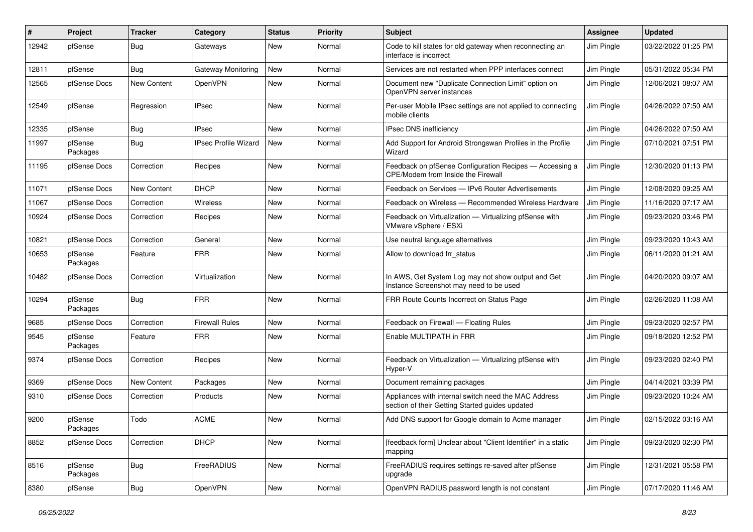| # | Project | Tracker | Category | Status | Priority | Subject | Assignee | Updated |
|---|---|---|---|---|---|---|---|---|
| 12942 | pfSense | Bug | Gateways | New | Normal | Code to kill states for old gateway when reconnecting an interface is incorrect | Jim Pingle | 03/22/2022 01:25 PM |
| 12811 | pfSense | Bug | Gateway Monitoring | New | Normal | Services are not restarted when PPP interfaces connect | Jim Pingle | 05/31/2022 05:34 PM |
| 12565 | pfSense Docs | New Content | OpenVPN | New | Normal | Document new "Duplicate Connection Limit" option on OpenVPN server instances | Jim Pingle | 12/06/2021 08:07 AM |
| 12549 | pfSense | Regression | IPsec | New | Normal | Per-user Mobile IPsec settings are not applied to connecting mobile clients | Jim Pingle | 04/26/2022 07:50 AM |
| 12335 | pfSense | Bug | IPsec | New | Normal | IPsec DNS inefficiency | Jim Pingle | 04/26/2022 07:50 AM |
| 11997 | pfSense Packages | Bug | IPsec Profile Wizard | New | Normal | Add Support for Android Strongswan Profiles in the Profile Wizard | Jim Pingle | 07/10/2021 07:51 PM |
| 11195 | pfSense Docs | Correction | Recipes | New | Normal | Feedback on pfSense Configuration Recipes — Accessing a CPE/Modem from Inside the Firewall | Jim Pingle | 12/30/2020 01:13 PM |
| 11071 | pfSense Docs | New Content | DHCP | New | Normal | Feedback on Services — IPv6 Router Advertisements | Jim Pingle | 12/08/2020 09:25 AM |
| 11067 | pfSense Docs | Correction | Wireless | New | Normal | Feedback on Wireless — Recommended Wireless Hardware | Jim Pingle | 11/16/2020 07:17 AM |
| 10924 | pfSense Docs | Correction | Recipes | New | Normal | Feedback on Virtualization — Virtualizing pfSense with VMware vSphere / ESXi | Jim Pingle | 09/23/2020 03:46 PM |
| 10821 | pfSense Docs | Correction | General | New | Normal | Use neutral language alternatives | Jim Pingle | 09/23/2020 10:43 AM |
| 10653 | pfSense Packages | Feature | FRR | New | Normal | Allow to download frr_status | Jim Pingle | 06/11/2020 01:21 AM |
| 10482 | pfSense Docs | Correction | Virtualization | New | Normal | In AWS, Get System Log may not show output and Get Instance Screenshot may need to be used | Jim Pingle | 04/20/2020 09:07 AM |
| 10294 | pfSense Packages | Bug | FRR | New | Normal | FRR Route Counts Incorrect on Status Page | Jim Pingle | 02/26/2020 11:08 AM |
| 9685 | pfSense Docs | Correction | Firewall Rules | New | Normal | Feedback on Firewall — Floating Rules | Jim Pingle | 09/23/2020 02:57 PM |
| 9545 | pfSense Packages | Feature | FRR | New | Normal | Enable MULTIPATH in FRR | Jim Pingle | 09/18/2020 12:52 PM |
| 9374 | pfSense Docs | Correction | Recipes | New | Normal | Feedback on Virtualization — Virtualizing pfSense with Hyper-V | Jim Pingle | 09/23/2020 02:40 PM |
| 9369 | pfSense Docs | New Content | Packages | New | Normal | Document remaining packages | Jim Pingle | 04/14/2021 03:39 PM |
| 9310 | pfSense Docs | Correction | Products | New | Normal | Appliances with internal switch need the MAC Address section of their Getting Started guides updated | Jim Pingle | 09/23/2020 10:24 AM |
| 9200 | pfSense Packages | Todo | ACME | New | Normal | Add DNS support for Google domain to Acme manager | Jim Pingle | 02/15/2022 03:16 AM |
| 8852 | pfSense Docs | Correction | DHCP | New | Normal | [feedback form] Unclear about "Client Identifier" in a static mapping | Jim Pingle | 09/23/2020 02:30 PM |
| 8516 | pfSense Packages | Bug | FreeRADIUS | New | Normal | FreeRADIUS requires settings re-saved after pfSense upgrade | Jim Pingle | 12/31/2021 05:58 PM |
| 8380 | pfSense | Bug | OpenVPN | New | Normal | OpenVPN RADIUS password length is not constant | Jim Pingle | 07/17/2020 11:46 AM |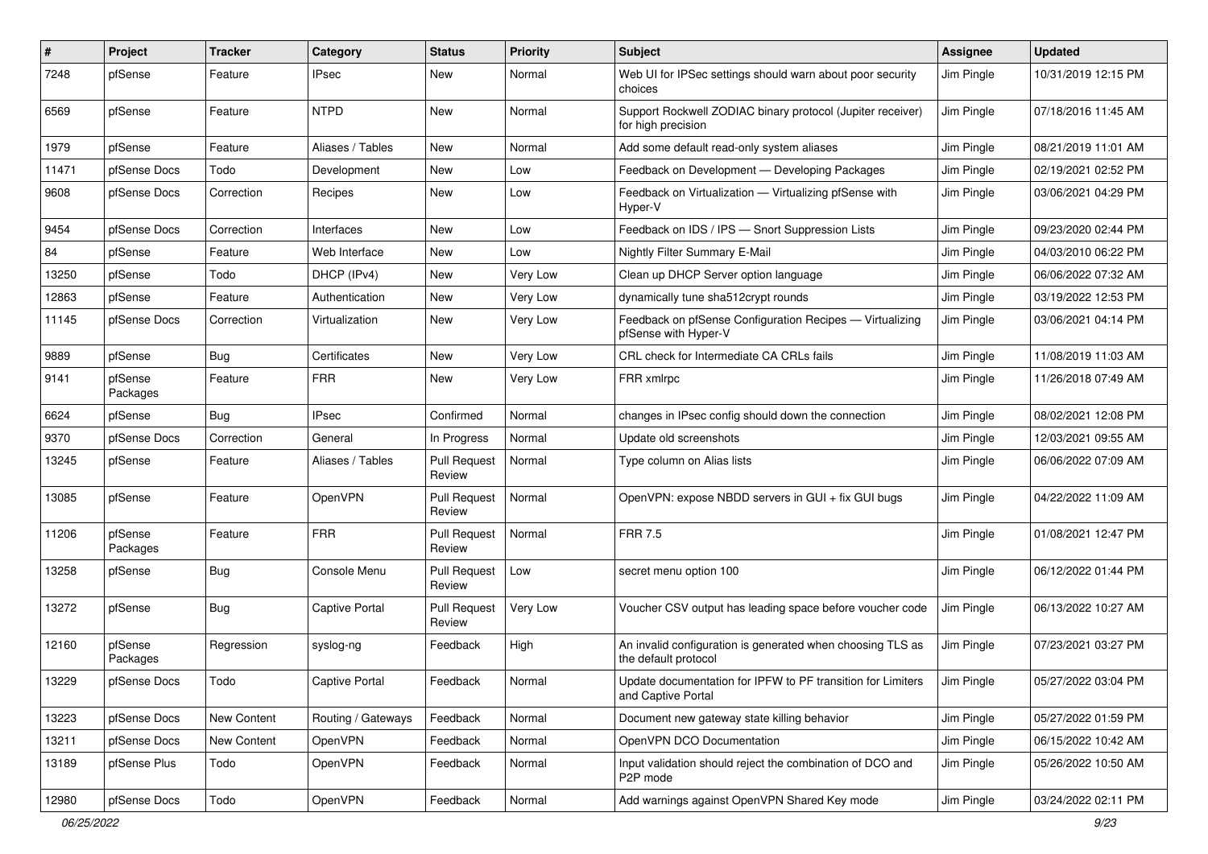| # | Project | Tracker | Category | Status | Priority | Subject | Assignee | Updated |
|---|---|---|---|---|---|---|---|---|
| 7248 | pfSense | Feature | IPsec | New | Normal | Web UI for IPSec settings should warn about poor security choices | Jim Pingle | 10/31/2019 12:15 PM |
| 6569 | pfSense | Feature | NTPD | New | Normal | Support Rockwell ZODIAC binary protocol (Jupiter receiver) for high precision | Jim Pingle | 07/18/2016 11:45 AM |
| 1979 | pfSense | Feature | Aliases / Tables | New | Normal | Add some default read-only system aliases | Jim Pingle | 08/21/2019 11:01 AM |
| 11471 | pfSense Docs | Todo | Development | New | Low | Feedback on Development — Developing Packages | Jim Pingle | 02/19/2021 02:52 PM |
| 9608 | pfSense Docs | Correction | Recipes | New | Low | Feedback on Virtualization — Virtualizing pfSense with Hyper-V | Jim Pingle | 03/06/2021 04:29 PM |
| 9454 | pfSense Docs | Correction | Interfaces | New | Low | Feedback on IDS / IPS — Snort Suppression Lists | Jim Pingle | 09/23/2020 02:44 PM |
| 84 | pfSense | Feature | Web Interface | New | Low | Nightly Filter Summary E-Mail | Jim Pingle | 04/03/2010 06:22 PM |
| 13250 | pfSense | Todo | DHCP (IPv4) | New | Very Low | Clean up DHCP Server option language | Jim Pingle | 06/06/2022 07:32 AM |
| 12863 | pfSense | Feature | Authentication | New | Very Low | dynamically tune sha512crypt rounds | Jim Pingle | 03/19/2022 12:53 PM |
| 11145 | pfSense Docs | Correction | Virtualization | New | Very Low | Feedback on pfSense Configuration Recipes — Virtualizing pfSense with Hyper-V | Jim Pingle | 03/06/2021 04:14 PM |
| 9889 | pfSense | Bug | Certificates | New | Very Low | CRL check for Intermediate CA CRLs fails | Jim Pingle | 11/08/2019 11:03 AM |
| 9141 | pfSense Packages | Feature | FRR | New | Very Low | FRR xmlrpc | Jim Pingle | 11/26/2018 07:49 AM |
| 6624 | pfSense | Bug | IPsec | Confirmed | Normal | changes in IPsec config should down the connection | Jim Pingle | 08/02/2021 12:08 PM |
| 9370 | pfSense Docs | Correction | General | In Progress | Normal | Update old screenshots | Jim Pingle | 12/03/2021 09:55 AM |
| 13245 | pfSense | Feature | Aliases / Tables | Pull Request Review | Normal | Type column on Alias lists | Jim Pingle | 06/06/2022 07:09 AM |
| 13085 | pfSense | Feature | OpenVPN | Pull Request Review | Normal | OpenVPN: expose NBDD servers in GUI + fix GUI bugs | Jim Pingle | 04/22/2022 11:09 AM |
| 11206 | pfSense Packages | Feature | FRR | Pull Request Review | Normal | FRR 7.5 | Jim Pingle | 01/08/2021 12:47 PM |
| 13258 | pfSense | Bug | Console Menu | Pull Request Review | Low | secret menu option 100 | Jim Pingle | 06/12/2022 01:44 PM |
| 13272 | pfSense | Bug | Captive Portal | Pull Request Review | Very Low | Voucher CSV output has leading space before voucher code | Jim Pingle | 06/13/2022 10:27 AM |
| 12160 | pfSense Packages | Regression | syslog-ng | Feedback | High | An invalid configuration is generated when choosing TLS as the default protocol | Jim Pingle | 07/23/2021 03:27 PM |
| 13229 | pfSense Docs | Todo | Captive Portal | Feedback | Normal | Update documentation for IPFW to PF transition for Limiters and Captive Portal | Jim Pingle | 05/27/2022 03:04 PM |
| 13223 | pfSense Docs | New Content | Routing / Gateways | Feedback | Normal | Document new gateway state killing behavior | Jim Pingle | 05/27/2022 01:59 PM |
| 13211 | pfSense Docs | New Content | OpenVPN | Feedback | Normal | OpenVPN DCO Documentation | Jim Pingle | 06/15/2022 10:42 AM |
| 13189 | pfSense Plus | Todo | OpenVPN | Feedback | Normal | Input validation should reject the combination of DCO and P2P mode | Jim Pingle | 05/26/2022 10:50 AM |
| 12980 | pfSense Docs | Todo | OpenVPN | Feedback | Normal | Add warnings against OpenVPN Shared Key mode | Jim Pingle | 03/24/2022 02:11 PM |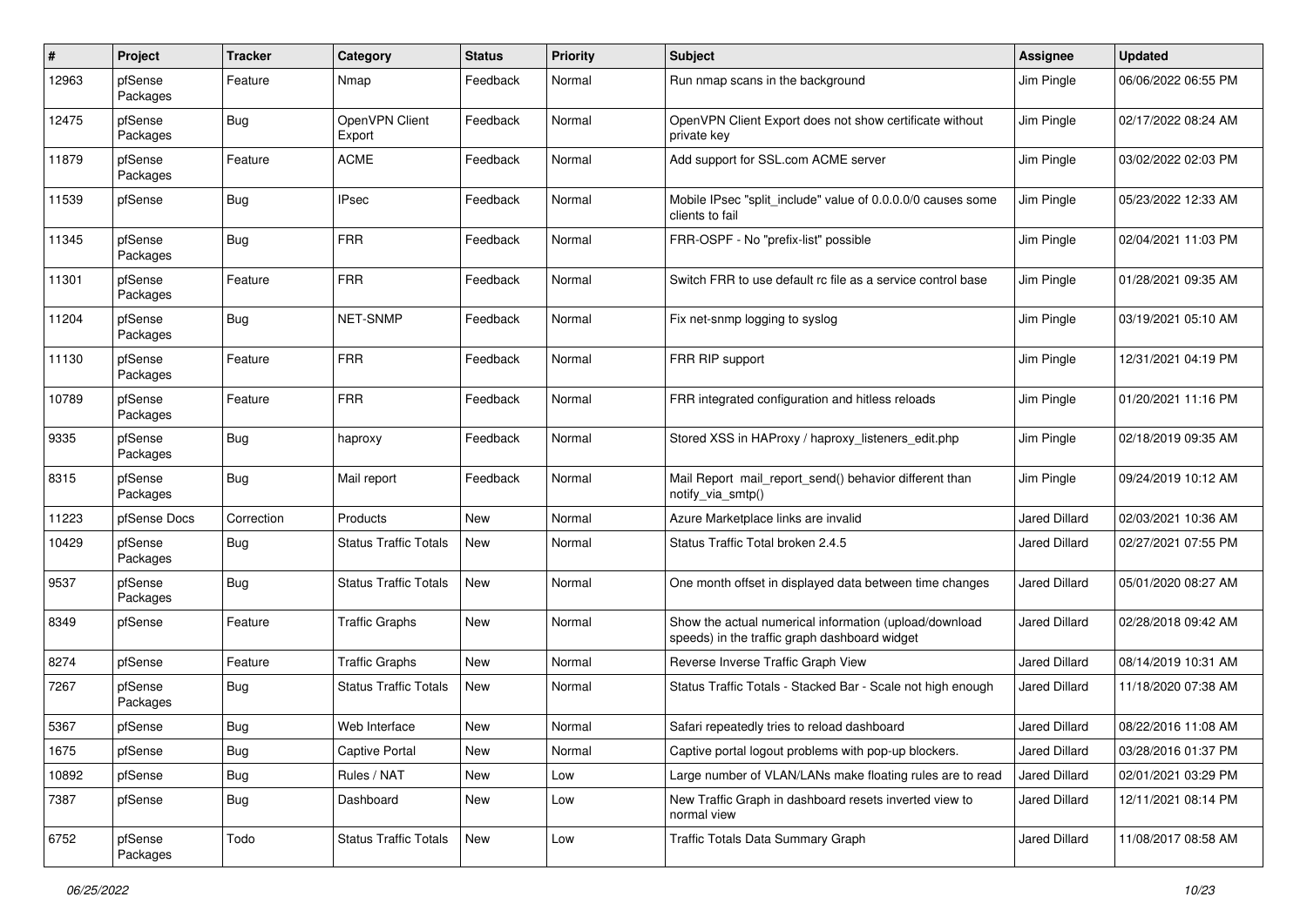| # | Project | Tracker | Category | Status | Priority | Subject | Assignee | Updated |
|---|---|---|---|---|---|---|---|---|
| 12963 | pfSense Packages | Feature | Nmap | Feedback | Normal | Run nmap scans in the background | Jim Pingle | 06/06/2022 06:55 PM |
| 12475 | pfSense Packages | Bug | OpenVPN Client Export | Feedback | Normal | OpenVPN Client Export does not show certificate without private key | Jim Pingle | 02/17/2022 08:24 AM |
| 11879 | pfSense Packages | Feature | ACME | Feedback | Normal | Add support for SSL.com ACME server | Jim Pingle | 03/02/2022 02:03 PM |
| 11539 | pfSense | Bug | IPsec | Feedback | Normal | Mobile IPsec "split_include" value of 0.0.0.0/0 causes some clients to fail | Jim Pingle | 05/23/2022 12:33 AM |
| 11345 | pfSense Packages | Bug | FRR | Feedback | Normal | FRR-OSPF - No "prefix-list" possible | Jim Pingle | 02/04/2021 11:03 PM |
| 11301 | pfSense Packages | Feature | FRR | Feedback | Normal | Switch FRR to use default rc file as a service control base | Jim Pingle | 01/28/2021 09:35 AM |
| 11204 | pfSense Packages | Bug | NET-SNMP | Feedback | Normal | Fix net-snmp logging to syslog | Jim Pingle | 03/19/2021 05:10 AM |
| 11130 | pfSense Packages | Feature | FRR | Feedback | Normal | FRR RIP support | Jim Pingle | 12/31/2021 04:19 PM |
| 10789 | pfSense Packages | Feature | FRR | Feedback | Normal | FRR integrated configuration and hitless reloads | Jim Pingle | 01/20/2021 11:16 PM |
| 9335 | pfSense Packages | Bug | haproxy | Feedback | Normal | Stored XSS in HAProxy / haproxy_listeners_edit.php | Jim Pingle | 02/18/2019 09:35 AM |
| 8315 | pfSense Packages | Bug | Mail report | Feedback | Normal | Mail Report mail_report_send() behavior different than notify_via_smtp() | Jim Pingle | 09/24/2019 10:12 AM |
| 11223 | pfSense Docs | Correction | Products | New | Normal | Azure Marketplace links are invalid | Jared Dillard | 02/03/2021 10:36 AM |
| 10429 | pfSense Packages | Bug | Status Traffic Totals | New | Normal | Status Traffic Total broken 2.4.5 | Jared Dillard | 02/27/2021 07:55 PM |
| 9537 | pfSense Packages | Bug | Status Traffic Totals | New | Normal | One month offset in displayed data between time changes | Jared Dillard | 05/01/2020 08:27 AM |
| 8349 | pfSense | Feature | Traffic Graphs | New | Normal | Show the actual numerical information (upload/download speeds) in the traffic graph dashboard widget | Jared Dillard | 02/28/2018 09:42 AM |
| 8274 | pfSense | Feature | Traffic Graphs | New | Normal | Reverse Inverse Traffic Graph View | Jared Dillard | 08/14/2019 10:31 AM |
| 7267 | pfSense Packages | Bug | Status Traffic Totals | New | Normal | Status Traffic Totals - Stacked Bar - Scale not high enough | Jared Dillard | 11/18/2020 07:38 AM |
| 5367 | pfSense | Bug | Web Interface | New | Normal | Safari repeatedly tries to reload dashboard | Jared Dillard | 08/22/2016 11:08 AM |
| 1675 | pfSense | Bug | Captive Portal | New | Normal | Captive portal logout problems with pop-up blockers. | Jared Dillard | 03/28/2016 01:37 PM |
| 10892 | pfSense | Bug | Rules / NAT | New | Low | Large number of VLAN/LANs make floating rules are to read | Jared Dillard | 02/01/2021 03:29 PM |
| 7387 | pfSense | Bug | Dashboard | New | Low | New Traffic Graph in dashboard resets inverted view to normal view | Jared Dillard | 12/11/2021 08:14 PM |
| 6752 | pfSense Packages | Todo | Status Traffic Totals | New | Low | Traffic Totals Data Summary Graph | Jared Dillard | 11/08/2017 08:58 AM |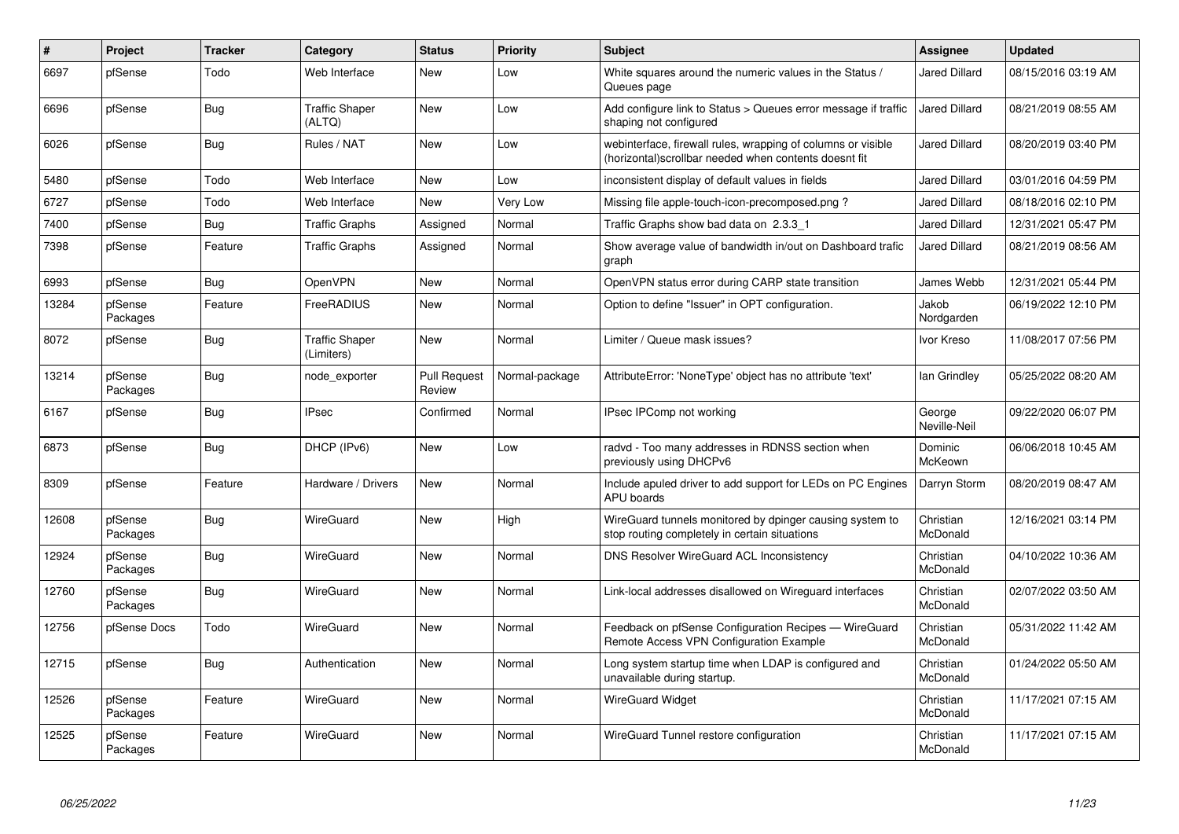| # | Project | Tracker | Category | Status | Priority | Subject | Assignee | Updated |
|---|---|---|---|---|---|---|---|---|
| 6697 | pfSense | Todo | Web Interface | New | Low | White squares around the numeric values in the Status / Queues page | Jared Dillard | 08/15/2016 03:19 AM |
| 6696 | pfSense | Bug | Traffic Shaper (ALTQ) | New | Low | Add configure link to Status > Queues error message if traffic shaping not configured | Jared Dillard | 08/21/2019 08:55 AM |
| 6026 | pfSense | Bug | Rules / NAT | New | Low | webinterface, firewall rules, wrapping of columns or visible (horizontal)scrollbar needed when contents doesnt fit | Jared Dillard | 08/20/2019 03:40 PM |
| 5480 | pfSense | Todo | Web Interface | New | Low | inconsistent display of default values in fields | Jared Dillard | 03/01/2016 04:59 PM |
| 6727 | pfSense | Todo | Web Interface | New | Very Low | Missing file apple-touch-icon-precomposed.png ? | Jared Dillard | 08/18/2016 02:10 PM |
| 7400 | pfSense | Bug | Traffic Graphs | Assigned | Normal | Traffic Graphs show bad data on 2.3.3_1 | Jared Dillard | 12/31/2021 05:47 PM |
| 7398 | pfSense | Feature | Traffic Graphs | Assigned | Normal | Show average value of bandwidth in/out on Dashboard trafic graph | Jared Dillard | 08/21/2019 08:56 AM |
| 6993 | pfSense | Bug | OpenVPN | New | Normal | OpenVPN status error during CARP state transition | James Webb | 12/31/2021 05:44 PM |
| 13284 | pfSense Packages | Feature | FreeRADIUS | New | Normal | Option to define "Issuer" in OPT configuration. | Jakob Nordgarden | 06/19/2022 12:10 PM |
| 8072 | pfSense | Bug | Traffic Shaper (Limiters) | New | Normal | Limiter / Queue mask issues? | Ivor Kreso | 11/08/2017 07:56 PM |
| 13214 | pfSense Packages | Bug | node_exporter | Pull Request Review | Normal-package | AttributeError: 'NoneType' object has no attribute 'text' | Ian Grindley | 05/25/2022 08:20 AM |
| 6167 | pfSense | Bug | IPsec | Confirmed | Normal | IPsec IPComp not working | George Neville-Neil | 09/22/2020 06:07 PM |
| 6873 | pfSense | Bug | DHCP (IPv6) | New | Low | radvd - Too many addresses in RDNSS section when previously using DHCPv6 | Dominic McKeown | 06/06/2018 10:45 AM |
| 8309 | pfSense | Feature | Hardware / Drivers | New | Normal | Include apuled driver to add support for LEDs on PC Engines APU boards | Darryn Storm | 08/20/2019 08:47 AM |
| 12608 | pfSense Packages | Bug | WireGuard | New | High | WireGuard tunnels monitored by dpinger causing system to stop routing completely in certain situations | Christian McDonald | 12/16/2021 03:14 PM |
| 12924 | pfSense Packages | Bug | WireGuard | New | Normal | DNS Resolver WireGuard ACL Inconsistency | Christian McDonald | 04/10/2022 10:36 AM |
| 12760 | pfSense Packages | Bug | WireGuard | New | Normal | Link-local addresses disallowed on Wireguard interfaces | Christian McDonald | 02/07/2022 03:50 AM |
| 12756 | pfSense Docs | Todo | WireGuard | New | Normal | Feedback on pfSense Configuration Recipes — WireGuard Remote Access VPN Configuration Example | Christian McDonald | 05/31/2022 11:42 AM |
| 12715 | pfSense | Bug | Authentication | New | Normal | Long system startup time when LDAP is configured and unavailable during startup. | Christian McDonald | 01/24/2022 05:50 AM |
| 12526 | pfSense Packages | Feature | WireGuard | New | Normal | WireGuard Widget | Christian McDonald | 11/17/2021 07:15 AM |
| 12525 | pfSense Packages | Feature | WireGuard | New | Normal | WireGuard Tunnel restore configuration | Christian McDonald | 11/17/2021 07:15 AM |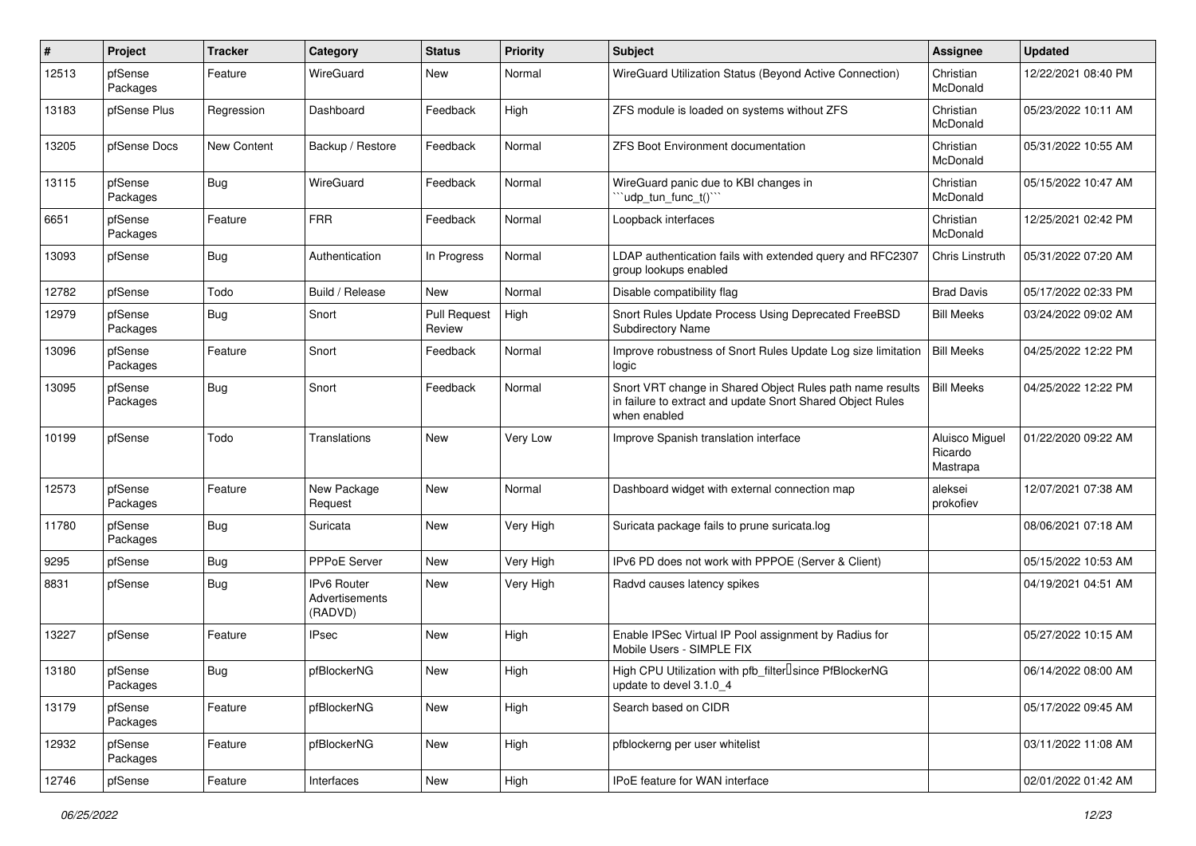| # | Project | Tracker | Category | Status | Priority | Subject | Assignee | Updated |
|---|---|---|---|---|---|---|---|---|
| 12513 | pfSense Packages | Feature | WireGuard | New | Normal | WireGuard Utilization Status (Beyond Active Connection) | Christian McDonald | 12/22/2021 08:40 PM |
| 13183 | pfSense Plus | Regression | Dashboard | Feedback | High | ZFS module is loaded on systems without ZFS | Christian McDonald | 05/23/2022 10:11 AM |
| 13205 | pfSense Docs | New Content | Backup / Restore | Feedback | Normal | ZFS Boot Environment documentation | Christian McDonald | 05/31/2022 10:55 AM |
| 13115 | pfSense Packages | Bug | WireGuard | Feedback | Normal | WireGuard panic due to KBI changes in ```udp_tun_func_t()``` | Christian McDonald | 05/15/2022 10:47 AM |
| 6651 | pfSense Packages | Feature | FRR | Feedback | Normal | Loopback interfaces | Christian McDonald | 12/25/2021 02:42 PM |
| 13093 | pfSense | Bug | Authentication | In Progress | Normal | LDAP authentication fails with extended query and RFC2307 group lookups enabled | Chris Linstruth | 05/31/2022 07:20 AM |
| 12782 | pfSense | Todo | Build / Release | New | Normal | Disable compatibility flag | Brad Davis | 05/17/2022 02:33 PM |
| 12979 | pfSense Packages | Bug | Snort | Pull Request Review | High | Snort Rules Update Process Using Deprecated FreeBSD Subdirectory Name | Bill Meeks | 03/24/2022 09:02 AM |
| 13096 | pfSense Packages | Feature | Snort | Feedback | Normal | Improve robustness of Snort Rules Update Log size limitation logic | Bill Meeks | 04/25/2022 12:22 PM |
| 13095 | pfSense Packages | Bug | Snort | Feedback | Normal | Snort VRT change in Shared Object Rules path name results in failure to extract and update Snort Shared Object Rules when enabled | Bill Meeks | 04/25/2022 12:22 PM |
| 10199 | pfSense | Todo | Translations | New | Very Low | Improve Spanish translation interface | Aluisco Miguel Ricardo Mastrapa | 01/22/2020 09:22 AM |
| 12573 | pfSense Packages | Feature | New Package Request | New | Normal | Dashboard widget with external connection map | aleksei prokofiev | 12/07/2021 07:38 AM |
| 11780 | pfSense Packages | Bug | Suricata | New | Very High | Suricata package fails to prune suricata.log | | 08/06/2021 07:18 AM |
| 9295 | pfSense | Bug | PPPoE Server | New | Very High | IPv6 PD does not work with PPPOE (Server & Client) | | 05/15/2022 10:53 AM |
| 8831 | pfSense | Bug | IPv6 Router Advertisements (RADVD) | New | Very High | Radvd causes latency spikes | | 04/19/2021 04:51 AM |
| 13227 | pfSense | Feature | IPsec | New | High | Enable IPSec Virtual IP Pool assignment by Radius for Mobile Users - SIMPLE FIX | | 05/27/2022 10:15 AM |
| 13180 | pfSense Packages | Bug | pfBlockerNG | New | High | High CPU Utilization with pfb_filter since PfBlockerNG update to devel 3.1.0_4 | | 06/14/2022 08:00 AM |
| 13179 | pfSense Packages | Feature | pfBlockerNG | New | High | Search based on CIDR | | 05/17/2022 09:45 AM |
| 12932 | pfSense Packages | Feature | pfBlockerNG | New | High | pfblockerng per user whitelist | | 03/11/2022 11:08 AM |
| 12746 | pfSense | Feature | Interfaces | New | High | IPoE feature for WAN interface | | 02/01/2022 01:42 AM |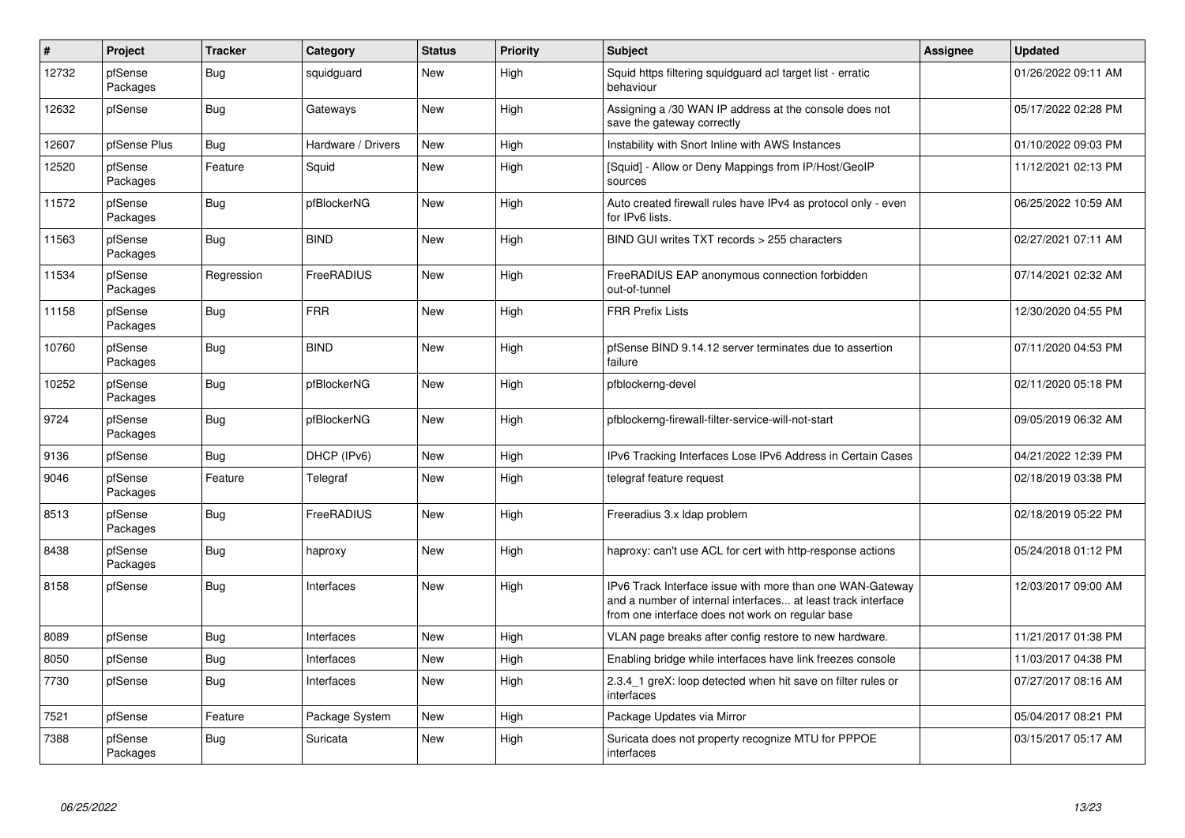| # | Project | Tracker | Category | Status | Priority | Subject | Assignee | Updated |
|---|---|---|---|---|---|---|---|---|
| 12732 | pfSense Packages | Bug | squidguard | New | High | Squid https filtering squidguard acl target list - erratic behaviour | | 01/26/2022 09:11 AM |
| 12632 | pfSense | Bug | Gateways | New | High | Assigning a /30 WAN IP address at the console does not save the gateway correctly | | 05/17/2022 02:28 PM |
| 12607 | pfSense Plus | Bug | Hardware / Drivers | New | High | Instability with Snort Inline with AWS Instances | | 01/10/2022 09:03 PM |
| 12520 | pfSense Packages | Feature | Squid | New | High | [Squid] - Allow or Deny Mappings from IP/Host/GeoIP sources | | 11/12/2021 02:13 PM |
| 11572 | pfSense Packages | Bug | pfBlockerNG | New | High | Auto created firewall rules have IPv4 as protocol only - even for IPv6 lists. | | 06/25/2022 10:59 AM |
| 11563 | pfSense Packages | Bug | BIND | New | High | BIND GUI writes TXT records > 255 characters | | 02/27/2021 07:11 AM |
| 11534 | pfSense Packages | Regression | FreeRADIUS | New | High | FreeRADIUS EAP anonymous connection forbidden out-of-tunnel | | 07/14/2021 02:32 AM |
| 11158 | pfSense Packages | Bug | FRR | New | High | FRR Prefix Lists | | 12/30/2020 04:55 PM |
| 10760 | pfSense Packages | Bug | BIND | New | High | pfSense BIND 9.14.12 server terminates due to assertion failure | | 07/11/2020 04:53 PM |
| 10252 | pfSense Packages | Bug | pfBlockerNG | New | High | pfblockerng-devel | | 02/11/2020 05:18 PM |
| 9724 | pfSense Packages | Bug | pfBlockerNG | New | High | pfblockerng-firewall-filter-service-will-not-start | | 09/05/2019 06:32 AM |
| 9136 | pfSense | Bug | DHCP (IPv6) | New | High | IPv6 Tracking Interfaces Lose IPv6 Address in Certain Cases | | 04/21/2022 12:39 PM |
| 9046 | pfSense Packages | Feature | Telegraf | New | High | telegraf feature request | | 02/18/2019 03:38 PM |
| 8513 | pfSense Packages | Bug | FreeRADIUS | New | High | Freeradius 3.x ldap problem | | 02/18/2019 05:22 PM |
| 8438 | pfSense Packages | Bug | haproxy | New | High | haproxy: can't use ACL for cert with http-response actions | | 05/24/2018 01:12 PM |
| 8158 | pfSense | Bug | Interfaces | New | High | IPv6 Track Interface issue with more than one WAN-Gateway and a number of internal interfaces... at least track interface from one interface does not work on regular base | | 12/03/2017 09:00 AM |
| 8089 | pfSense | Bug | Interfaces | New | High | VLAN page breaks after config restore to new hardware. | | 11/21/2017 01:38 PM |
| 8050 | pfSense | Bug | Interfaces | New | High | Enabling bridge while interfaces have link freezes console | | 11/03/2017 04:38 PM |
| 7730 | pfSense | Bug | Interfaces | New | High | 2.3.4_1 greX: loop detected when hit save on filter rules or interfaces | | 07/27/2017 08:16 AM |
| 7521 | pfSense | Feature | Package System | New | High | Package Updates via Mirror | | 05/04/2017 08:21 PM |
| 7388 | pfSense Packages | Bug | Suricata | New | High | Suricata does not property recognize MTU for PPPOE interfaces | | 03/15/2017 05:17 AM |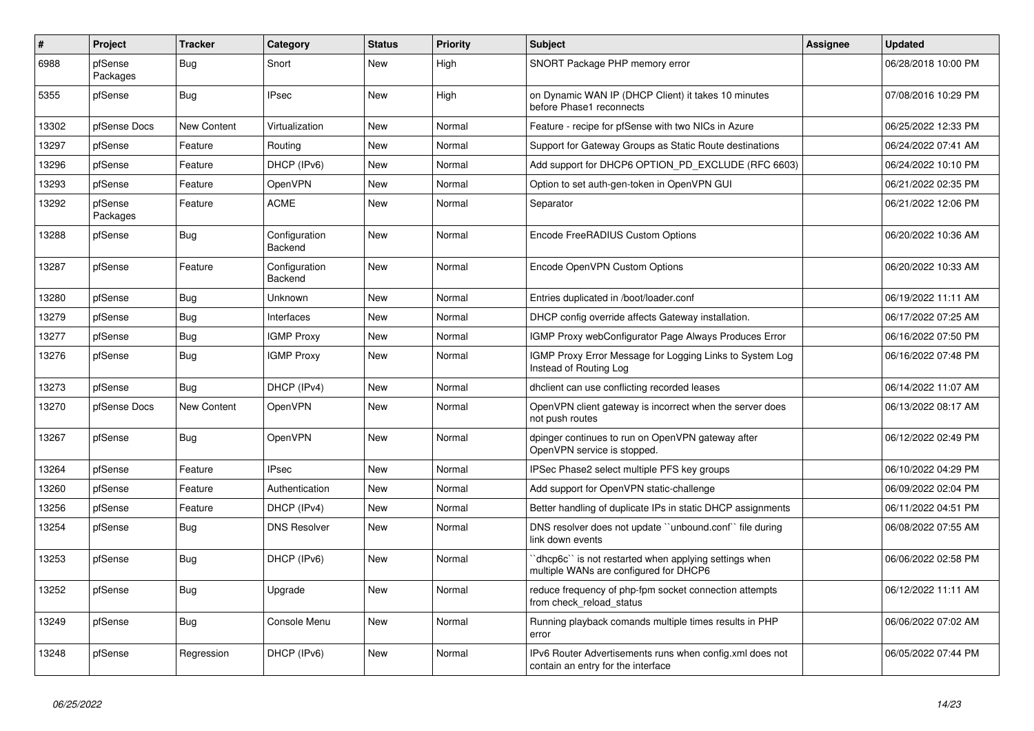| # | Project | Tracker | Category | Status | Priority | Subject | Assignee | Updated |
|---|---|---|---|---|---|---|---|---|
| 6988 | pfSense Packages | Bug | Snort | New | High | SNORT Package PHP memory error | | 06/28/2018 10:00 PM |
| 5355 | pfSense | Bug | IPsec | New | High | on Dynamic WAN IP (DHCP Client) it takes 10 minutes before Phase1 reconnects | | 07/08/2016 10:29 PM |
| 13302 | pfSense Docs | New Content | Virtualization | New | Normal | Feature - recipe for pfSense with two NICs in Azure | | 06/25/2022 12:33 PM |
| 13297 | pfSense | Feature | Routing | New | Normal | Support for Gateway Groups as Static Route destinations | | 06/24/2022 07:41 AM |
| 13296 | pfSense | Feature | DHCP (IPv6) | New | Normal | Add support for DHCP6 OPTION_PD_EXCLUDE (RFC 6603) | | 06/24/2022 10:10 PM |
| 13293 | pfSense | Feature | OpenVPN | New | Normal | Option to set auth-gen-token in OpenVPN GUI | | 06/21/2022 02:35 PM |
| 13292 | pfSense Packages | Feature | ACME | New | Normal | Separator | | 06/21/2022 12:06 PM |
| 13288 | pfSense | Bug | Configuration Backend | New | Normal | Encode FreeRADIUS Custom Options | | 06/20/2022 10:36 AM |
| 13287 | pfSense | Feature | Configuration Backend | New | Normal | Encode OpenVPN Custom Options | | 06/20/2022 10:33 AM |
| 13280 | pfSense | Bug | Unknown | New | Normal | Entries duplicated in /boot/loader.conf | | 06/19/2022 11:11 AM |
| 13279 | pfSense | Bug | Interfaces | New | Normal | DHCP config override affects Gateway installation. | | 06/17/2022 07:25 AM |
| 13277 | pfSense | Bug | IGMP Proxy | New | Normal | IGMP Proxy webConfigurator Page Always Produces Error | | 06/16/2022 07:50 PM |
| 13276 | pfSense | Bug | IGMP Proxy | New | Normal | IGMP Proxy Error Message for Logging Links to System Log Instead of Routing Log | | 06/16/2022 07:48 PM |
| 13273 | pfSense | Bug | DHCP (IPv4) | New | Normal | dhclient can use conflicting recorded leases | | 06/14/2022 11:07 AM |
| 13270 | pfSense Docs | New Content | OpenVPN | New | Normal | OpenVPN client gateway is incorrect when the server does not push routes | | 06/13/2022 08:17 AM |
| 13267 | pfSense | Bug | OpenVPN | New | Normal | dpinger continues to run on OpenVPN gateway after OpenVPN service is stopped. | | 06/12/2022 02:49 PM |
| 13264 | pfSense | Feature | IPsec | New | Normal | IPSec Phase2 select multiple PFS key groups | | 06/10/2022 04:29 PM |
| 13260 | pfSense | Feature | Authentication | New | Normal | Add support for OpenVPN static-challenge | | 06/09/2022 02:04 PM |
| 13256 | pfSense | Feature | DHCP (IPv4) | New | Normal | Better handling of duplicate IPs in static DHCP assignments | | 06/11/2022 04:51 PM |
| 13254 | pfSense | Bug | DNS Resolver | New | Normal | DNS resolver does not update ``unbound.conf`` file during link down events | | 06/08/2022 07:55 AM |
| 13253 | pfSense | Bug | DHCP (IPv6) | New | Normal | ``dhcp6c`` is not restarted when applying settings when multiple WANs are configured for DHCP6 | | 06/06/2022 02:58 PM |
| 13252 | pfSense | Bug | Upgrade | New | Normal | reduce frequency of php-fpm socket connection attempts from check_reload_status | | 06/12/2022 11:11 AM |
| 13249 | pfSense | Bug | Console Menu | New | Normal | Running playback comands multiple times results in PHP error | | 06/06/2022 07:02 AM |
| 13248 | pfSense | Regression | DHCP (IPv6) | New | Normal | IPv6 Router Advertisements runs when config.xml does not contain an entry for the interface | | 06/05/2022 07:44 PM |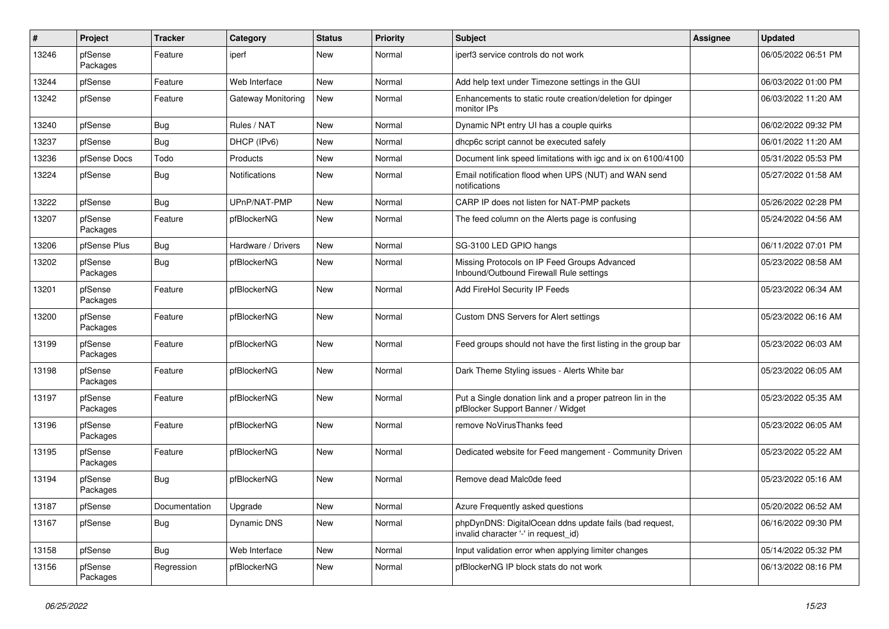| # | Project | Tracker | Category | Status | Priority | Subject | Assignee | Updated |
|---|---|---|---|---|---|---|---|---|
| 13246 | pfSense Packages | Feature | iperf | New | Normal | iperf3 service controls do not work | | 06/05/2022 06:51 PM |
| 13244 | pfSense | Feature | Web Interface | New | Normal | Add help text under Timezone settings in the GUI | | 06/03/2022 01:00 PM |
| 13242 | pfSense | Feature | Gateway Monitoring | New | Normal | Enhancements to static route creation/deletion for dpinger monitor IPs | | 06/03/2022 11:20 AM |
| 13240 | pfSense | Bug | Rules / NAT | New | Normal | Dynamic NPt entry UI has a couple quirks | | 06/02/2022 09:32 PM |
| 13237 | pfSense | Bug | DHCP (IPv6) | New | Normal | dhcp6c script cannot be executed safely | | 06/01/2022 11:20 AM |
| 13236 | pfSense Docs | Todo | Products | New | Normal | Document link speed limitations with igc and ix on 6100/4100 | | 05/31/2022 05:53 PM |
| 13224 | pfSense | Bug | Notifications | New | Normal | Email notification flood when UPS (NUT) and WAN send notifications | | 05/27/2022 01:58 AM |
| 13222 | pfSense | Bug | UPnP/NAT-PMP | New | Normal | CARP IP does not listen for NAT-PMP packets | | 05/26/2022 02:28 PM |
| 13207 | pfSense Packages | Feature | pfBlockerNG | New | Normal | The feed column on the Alerts page is confusing | | 05/24/2022 04:56 AM |
| 13206 | pfSense Plus | Bug | Hardware / Drivers | New | Normal | SG-3100 LED GPIO hangs | | 06/11/2022 07:01 PM |
| 13202 | pfSense Packages | Bug | pfBlockerNG | New | Normal | Missing Protocols on IP Feed Groups Advanced Inbound/Outbound Firewall Rule settings | | 05/23/2022 08:58 AM |
| 13201 | pfSense Packages | Feature | pfBlockerNG | New | Normal | Add FireHol Security IP Feeds | | 05/23/2022 06:34 AM |
| 13200 | pfSense Packages | Feature | pfBlockerNG | New | Normal | Custom DNS Servers for Alert settings | | 05/23/2022 06:16 AM |
| 13199 | pfSense Packages | Feature | pfBlockerNG | New | Normal | Feed groups should not have the first listing in the group bar | | 05/23/2022 06:03 AM |
| 13198 | pfSense Packages | Feature | pfBlockerNG | New | Normal | Dark Theme Styling issues - Alerts White bar | | 05/23/2022 06:05 AM |
| 13197 | pfSense Packages | Feature | pfBlockerNG | New | Normal | Put a Single donation link and a proper patreon lin in the pfBlocker Support Banner / Widget | | 05/23/2022 05:35 AM |
| 13196 | pfSense Packages | Feature | pfBlockerNG | New | Normal | remove NoVirusThanks feed | | 05/23/2022 06:05 AM |
| 13195 | pfSense Packages | Feature | pfBlockerNG | New | Normal | Dedicated website for Feed mangement - Community Driven | | 05/23/2022 05:22 AM |
| 13194 | pfSense Packages | Bug | pfBlockerNG | New | Normal | Remove dead Malc0de feed | | 05/23/2022 05:16 AM |
| 13187 | pfSense | Documentation | Upgrade | New | Normal | Azure Frequently asked questions | | 05/20/2022 06:52 AM |
| 13167 | pfSense | Bug | Dynamic DNS | New | Normal | phpDynDNS: DigitalOcean ddns update fails (bad request, invalid character '-' in request_id) | | 06/16/2022 09:30 PM |
| 13158 | pfSense | Bug | Web Interface | New | Normal | Input validation error when applying limiter changes | | 05/14/2022 05:32 PM |
| 13156 | pfSense Packages | Regression | pfBlockerNG | New | Normal | pfBlockerNG IP block stats do not work | | 06/13/2022 08:16 PM |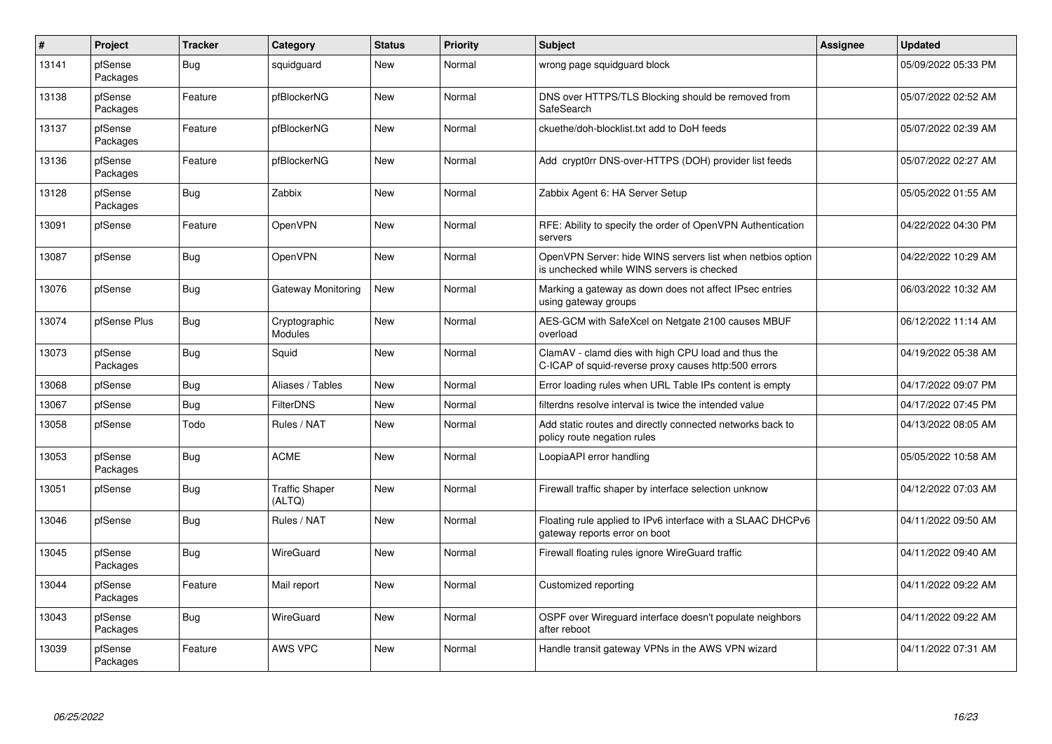| # | Project | Tracker | Category | Status | Priority | Subject | Assignee | Updated |
|---|---|---|---|---|---|---|---|---|
| 13141 | pfSense Packages | Bug | squidguard | New | Normal | wrong page squidguard block | | 05/09/2022 05:33 PM |
| 13138 | pfSense Packages | Feature | pfBlockerNG | New | Normal | DNS over HTTPS/TLS Blocking should be removed from SafeSearch | | 05/07/2022 02:52 AM |
| 13137 | pfSense Packages | Feature | pfBlockerNG | New | Normal | ckuethe/doh-blocklist.txt add to DoH feeds | | 05/07/2022 02:39 AM |
| 13136 | pfSense Packages | Feature | pfBlockerNG | New | Normal | Add crypt0rr DNS-over-HTTPS (DOH) provider list feeds | | 05/07/2022 02:27 AM |
| 13128 | pfSense Packages | Bug | Zabbix | New | Normal | Zabbix Agent 6: HA Server Setup | | 05/05/2022 01:55 AM |
| 13091 | pfSense | Feature | OpenVPN | New | Normal | RFE: Ability to specify the order of OpenVPN Authentication servers | | 04/22/2022 04:30 PM |
| 13087 | pfSense | Bug | OpenVPN | New | Normal | OpenVPN Server: hide WINS servers list when netbios option is unchecked while WINS servers is checked | | 04/22/2022 10:29 AM |
| 13076 | pfSense | Bug | Gateway Monitoring | New | Normal | Marking a gateway as down does not affect IPsec entries using gateway groups | | 06/03/2022 10:32 AM |
| 13074 | pfSense Plus | Bug | Cryptographic Modules | New | Normal | AES-GCM with SafeXcel on Netgate 2100 causes MBUF overload | | 06/12/2022 11:14 AM |
| 13073 | pfSense Packages | Bug | Squid | New | Normal | ClamAV - clamd dies with high CPU load and thus the C-ICAP of squid-reverse proxy causes http:500 errors | | 04/19/2022 05:38 AM |
| 13068 | pfSense | Bug | Aliases / Tables | New | Normal | Error loading rules when URL Table IPs content is empty | | 04/17/2022 09:07 PM |
| 13067 | pfSense | Bug | FilterDNS | New | Normal | filterdns resolve interval is twice the intended value | | 04/17/2022 07:45 PM |
| 13058 | pfSense | Todo | Rules / NAT | New | Normal | Add static routes and directly connected networks back to policy route negation rules | | 04/13/2022 08:05 AM |
| 13053 | pfSense Packages | Bug | ACME | New | Normal | LoopiaAPI error handling | | 05/05/2022 10:58 AM |
| 13051 | pfSense | Bug | Traffic Shaper (ALTQ) | New | Normal | Firewall traffic shaper by interface selection unknow | | 04/12/2022 07:03 AM |
| 13046 | pfSense | Bug | Rules / NAT | New | Normal | Floating rule applied to IPv6 interface with a SLAAC DHCPv6 gateway reports error on boot | | 04/11/2022 09:50 AM |
| 13045 | pfSense Packages | Bug | WireGuard | New | Normal | Firewall floating rules ignore WireGuard traffic | | 04/11/2022 09:40 AM |
| 13044 | pfSense Packages | Feature | Mail report | New | Normal | Customized reporting | | 04/11/2022 09:22 AM |
| 13043 | pfSense Packages | Bug | WireGuard | New | Normal | OSPF over Wireguard interface doesn't populate neighbors after reboot | | 04/11/2022 09:22 AM |
| 13039 | pfSense Packages | Feature | AWS VPC | New | Normal | Handle transit gateway VPNs in the AWS VPN wizard | | 04/11/2022 07:31 AM |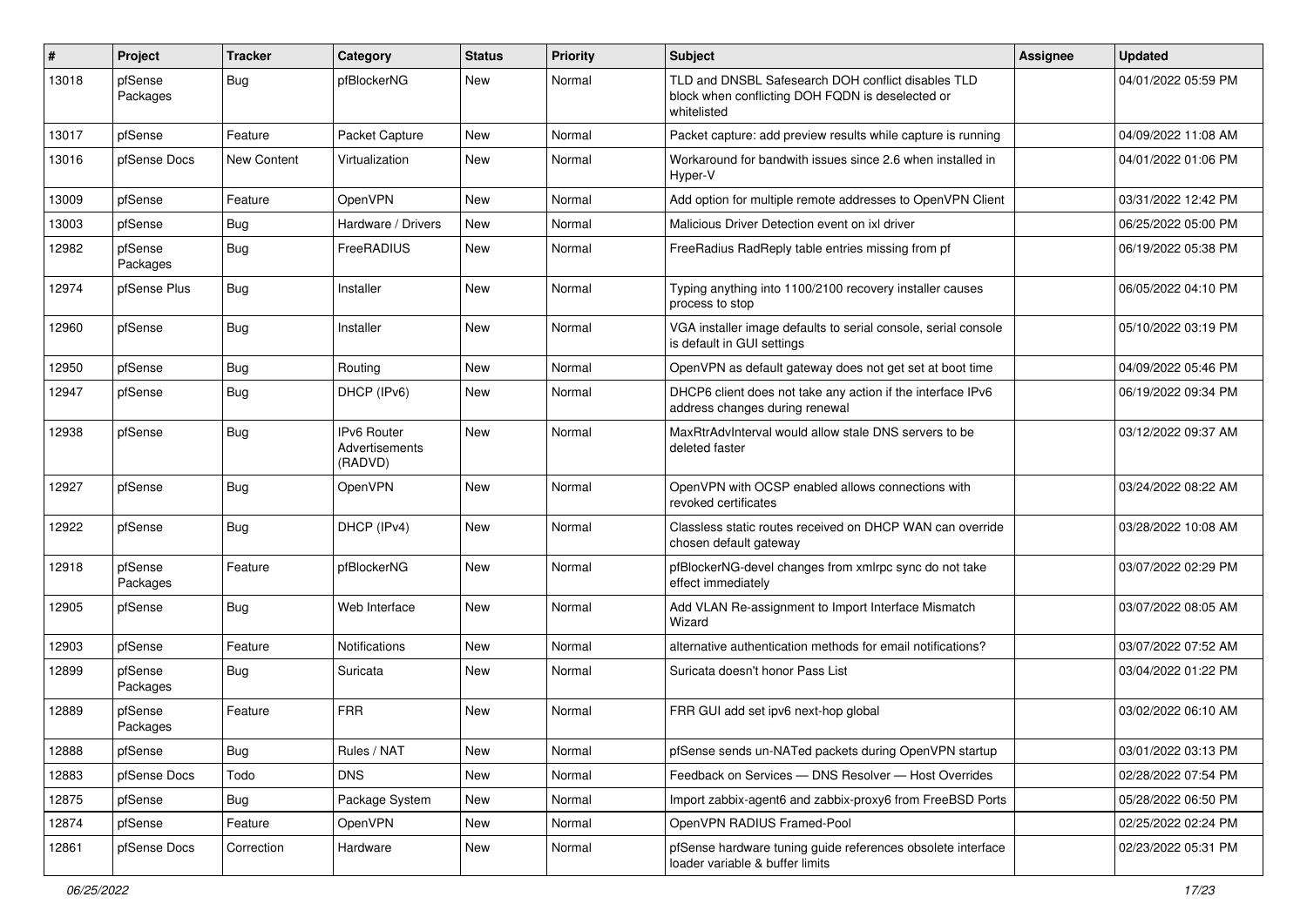| # | Project | Tracker | Category | Status | Priority | Subject | Assignee | Updated |
|---|---|---|---|---|---|---|---|---|
| 13018 | pfSense Packages | Bug | pfBlockerNG | New | Normal | TLD and DNSBL Safesearch DOH conflict disables TLD block when conflicting DOH FQDN is deselected or whitelisted | | 04/01/2022 05:59 PM |
| 13017 | pfSense | Feature | Packet Capture | New | Normal | Packet capture: add preview results while capture is running | | 04/09/2022 11:08 AM |
| 13016 | pfSense Docs | New Content | Virtualization | New | Normal | Workaround for bandwith issues since 2.6 when installed in Hyper-V | | 04/01/2022 01:06 PM |
| 13009 | pfSense | Feature | OpenVPN | New | Normal | Add option for multiple remote addresses to OpenVPN Client | | 03/31/2022 12:42 PM |
| 13003 | pfSense | Bug | Hardware / Drivers | New | Normal | Malicious Driver Detection event on ixl driver | | 06/25/2022 05:00 PM |
| 12982 | pfSense Packages | Bug | FreeRADIUS | New | Normal | FreeRadius RadReply table entries missing from pf | | 06/19/2022 05:38 PM |
| 12974 | pfSense Plus | Bug | Installer | New | Normal | Typing anything into 1100/2100 recovery installer causes process to stop | | 06/05/2022 04:10 PM |
| 12960 | pfSense | Bug | Installer | New | Normal | VGA installer image defaults to serial console, serial console is default in GUI settings | | 05/10/2022 03:19 PM |
| 12950 | pfSense | Bug | Routing | New | Normal | OpenVPN as default gateway does not get set at boot time | | 04/09/2022 05:46 PM |
| 12947 | pfSense | Bug | DHCP (IPv6) | New | Normal | DHCP6 client does not take any action if the interface IPv6 address changes during renewal | | 06/19/2022 09:34 PM |
| 12938 | pfSense | Bug | IPv6 Router Advertisements (RADVD) | New | Normal | MaxRtrAdvInterval would allow stale DNS servers to be deleted faster | | 03/12/2022 09:37 AM |
| 12927 | pfSense | Bug | OpenVPN | New | Normal | OpenVPN with OCSP enabled allows connections with revoked certificates | | 03/24/2022 08:22 AM |
| 12922 | pfSense | Bug | DHCP (IPv4) | New | Normal | Classless static routes received on DHCP WAN can override chosen default gateway | | 03/28/2022 10:08 AM |
| 12918 | pfSense Packages | Feature | pfBlockerNG | New | Normal | pfBlockerNG-devel changes from xmlrpc sync do not take effect immediately | | 03/07/2022 02:29 PM |
| 12905 | pfSense | Bug | Web Interface | New | Normal | Add VLAN Re-assignment to Import Interface Mismatch Wizard | | 03/07/2022 08:05 AM |
| 12903 | pfSense | Feature | Notifications | New | Normal | alternative authentication methods for email notifications? | | 03/07/2022 07:52 AM |
| 12899 | pfSense Packages | Bug | Suricata | New | Normal | Suricata doesn't honor Pass List | | 03/04/2022 01:22 PM |
| 12889 | pfSense Packages | Feature | FRR | New | Normal | FRR GUI add set ipv6 next-hop global | | 03/02/2022 06:10 AM |
| 12888 | pfSense | Bug | Rules / NAT | New | Normal | pfSense sends un-NATed packets during OpenVPN startup | | 03/01/2022 03:13 PM |
| 12883 | pfSense Docs | Todo | DNS | New | Normal | Feedback on Services — DNS Resolver — Host Overrides | | 02/28/2022 07:54 PM |
| 12875 | pfSense | Bug | Package System | New | Normal | Import zabbix-agent6 and zabbix-proxy6 from FreeBSD Ports | | 05/28/2022 06:50 PM |
| 12874 | pfSense | Feature | OpenVPN | New | Normal | OpenVPN RADIUS Framed-Pool | | 02/25/2022 02:24 PM |
| 12861 | pfSense Docs | Correction | Hardware | New | Normal | pfSense hardware tuning guide references obsolete interface loader variable & buffer limits | | 02/23/2022 05:31 PM |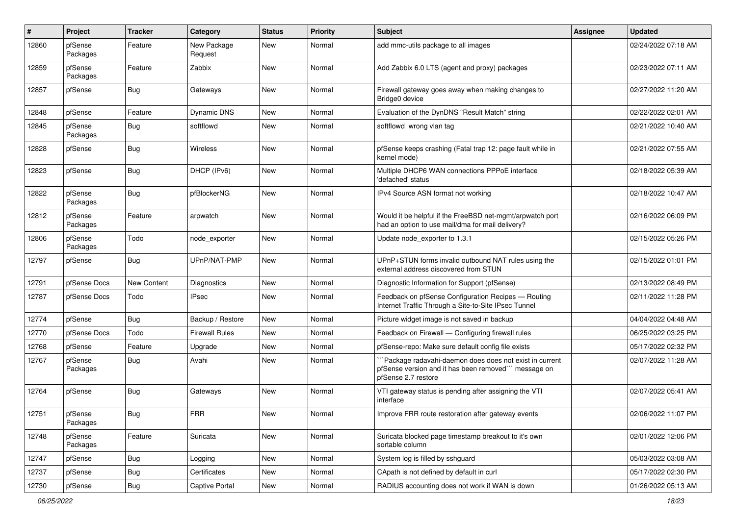| # | Project | Tracker | Category | Status | Priority | Subject | Assignee | Updated |
|---|---|---|---|---|---|---|---|---|
| 12860 | pfSense Packages | Feature | New Package Request | New | Normal | add mmc-utils package to all images | | 02/24/2022 07:18 AM |
| 12859 | pfSense Packages | Feature | Zabbix | New | Normal | Add Zabbix 6.0 LTS (agent and proxy) packages | | 02/23/2022 07:11 AM |
| 12857 | pfSense | Bug | Gateways | New | Normal | Firewall gateway goes away when making changes to Bridge0 device | | 02/27/2022 11:20 AM |
| 12848 | pfSense | Feature | Dynamic DNS | New | Normal | Evaluation of the DynDNS "Result Match" string | | 02/22/2022 02:01 AM |
| 12845 | pfSense Packages | Bug | softflowd | New | Normal | softflowd wrong vlan tag | | 02/21/2022 10:40 AM |
| 12828 | pfSense | Bug | Wireless | New | Normal | pfSense keeps crashing (Fatal trap 12: page fault while in kernel mode) | | 02/21/2022 07:55 AM |
| 12823 | pfSense | Bug | DHCP (IPv6) | New | Normal | Multiple DHCP6 WAN connections PPPoE interface 'defached' status | | 02/18/2022 05:39 AM |
| 12822 | pfSense Packages | Bug | pfBlockerNG | New | Normal | IPv4 Source ASN format not working | | 02/18/2022 10:47 AM |
| 12812 | pfSense Packages | Feature | arpwatch | New | Normal | Would it be helpful if the FreeBSD net-mgmt/arpwatch port had an option to use mail/dma for mail delivery? | | 02/16/2022 06:09 PM |
| 12806 | pfSense Packages | Todo | node_exporter | New | Normal | Update node_exporter to 1.3.1 | | 02/15/2022 05:26 PM |
| 12797 | pfSense | Bug | UPnP/NAT-PMP | New | Normal | UPnP+STUN forms invalid outbound NAT rules using the external address discovered from STUN | | 02/15/2022 01:01 PM |
| 12791 | pfSense Docs | New Content | Diagnostics | New | Normal | Diagnostic Information for Support (pfSense) | | 02/13/2022 08:49 PM |
| 12787 | pfSense Docs | Todo | IPsec | New | Normal | Feedback on pfSense Configuration Recipes — Routing Internet Traffic Through a Site-to-Site IPsec Tunnel | | 02/11/2022 11:28 PM |
| 12774 | pfSense | Bug | Backup / Restore | New | Normal | Picture widget image is not saved in backup | | 04/04/2022 04:48 AM |
| 12770 | pfSense Docs | Todo | Firewall Rules | New | Normal | Feedback on Firewall — Configuring firewall rules | | 06/25/2022 03:25 PM |
| 12768 | pfSense | Feature | Upgrade | New | Normal | pfSense-repo: Make sure default config file exists | | 05/17/2022 02:32 PM |
| 12767 | pfSense Packages | Bug | Avahi | New | Normal | ```Package radavahi-daemon does does not exist in current pfSense version and it has been removed``` message on pfSense 2.7 restore | | 02/07/2022 11:28 AM |
| 12764 | pfSense | Bug | Gateways | New | Normal | VTI gateway status is pending after assigning the VTI interface | | 02/07/2022 05:41 AM |
| 12751 | pfSense Packages | Bug | FRR | New | Normal | Improve FRR route restoration after gateway events | | 02/06/2022 11:07 PM |
| 12748 | pfSense Packages | Feature | Suricata | New | Normal | Suricata blocked page timestamp breakout to it's own sortable column | | 02/01/2022 12:06 PM |
| 12747 | pfSense | Bug | Logging | New | Normal | System log is filled by sshguard | | 05/03/2022 03:08 AM |
| 12737 | pfSense | Bug | Certificates | New | Normal | CApath is not defined by default in curl | | 05/17/2022 02:30 PM |
| 12730 | pfSense | Bug | Captive Portal | New | Normal | RADIUS accounting does not work if WAN is down | | 01/26/2022 05:13 AM |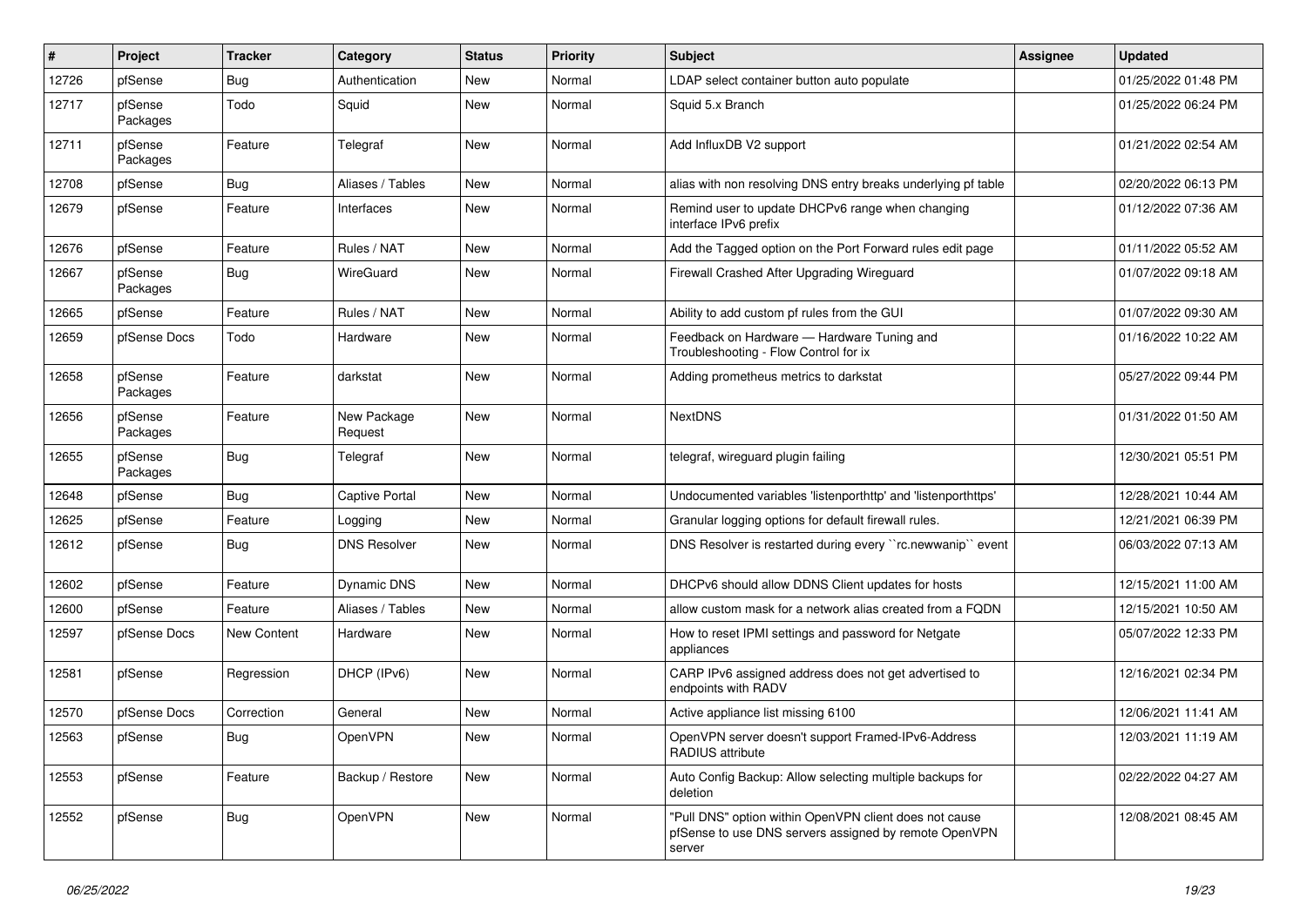| # | Project | Tracker | Category | Status | Priority | Subject | Assignee | Updated |
|---|---|---|---|---|---|---|---|---|
| 12726 | pfSense | Bug | Authentication | New | Normal | LDAP select container button auto populate | | 01/25/2022 01:48 PM |
| 12717 | pfSense Packages | Todo | Squid | New | Normal | Squid 5.x Branch | | 01/25/2022 06:24 PM |
| 12711 | pfSense Packages | Feature | Telegraf | New | Normal | Add InfluxDB V2 support | | 01/21/2022 02:54 AM |
| 12708 | pfSense | Bug | Aliases / Tables | New | Normal | alias with non resolving DNS entry breaks underlying pf table | | 02/20/2022 06:13 PM |
| 12679 | pfSense | Feature | Interfaces | New | Normal | Remind user to update DHCPv6 range when changing interface IPv6 prefix | | 01/12/2022 07:36 AM |
| 12676 | pfSense | Feature | Rules / NAT | New | Normal | Add the Tagged option on the Port Forward rules edit page | | 01/11/2022 05:52 AM |
| 12667 | pfSense Packages | Bug | WireGuard | New | Normal | Firewall Crashed After Upgrading Wireguard | | 01/07/2022 09:18 AM |
| 12665 | pfSense | Feature | Rules / NAT | New | Normal | Ability to add custom pf rules from the GUI | | 01/07/2022 09:30 AM |
| 12659 | pfSense Docs | Todo | Hardware | New | Normal | Feedback on Hardware — Hardware Tuning and Troubleshooting - Flow Control for ix | | 01/16/2022 10:22 AM |
| 12658 | pfSense Packages | Feature | darkstat | New | Normal | Adding prometheus metrics to darkstat | | 05/27/2022 09:44 PM |
| 12656 | pfSense Packages | Feature | New Package Request | New | Normal | NextDNS | | 01/31/2022 01:50 AM |
| 12655 | pfSense Packages | Bug | Telegraf | New | Normal | telegraf, wireguard plugin failing | | 12/30/2021 05:51 PM |
| 12648 | pfSense | Bug | Captive Portal | New | Normal | Undocumented variables 'listenporthttp' and 'listenporthttps' | | 12/28/2021 10:44 AM |
| 12625 | pfSense | Feature | Logging | New | Normal | Granular logging options for default firewall rules. | | 12/21/2021 06:39 PM |
| 12612 | pfSense | Bug | DNS Resolver | New | Normal | DNS Resolver is restarted during every ``rc.newwanip`` event | | 06/03/2022 07:13 AM |
| 12602 | pfSense | Feature | Dynamic DNS | New | Normal | DHCPv6 should allow DDNS Client updates for hosts | | 12/15/2021 11:00 AM |
| 12600 | pfSense | Feature | Aliases / Tables | New | Normal | allow custom mask for a network alias created from a FQDN | | 12/15/2021 10:50 AM |
| 12597 | pfSense Docs | New Content | Hardware | New | Normal | How to reset IPMI settings and password for Netgate appliances | | 05/07/2022 12:33 PM |
| 12581 | pfSense | Regression | DHCP (IPv6) | New | Normal | CARP IPv6 assigned address does not get advertised to endpoints with RADV | | 12/16/2021 02:34 PM |
| 12570 | pfSense Docs | Correction | General | New | Normal | Active appliance list missing 6100 | | 12/06/2021 11:41 AM |
| 12563 | pfSense | Bug | OpenVPN | New | Normal | OpenVPN server doesn't support Framed-IPv6-Address RADIUS attribute | | 12/03/2021 11:19 AM |
| 12553 | pfSense | Feature | Backup / Restore | New | Normal | Auto Config Backup: Allow selecting multiple backups for deletion | | 02/22/2022 04:27 AM |
| 12552 | pfSense | Bug | OpenVPN | New | Normal | "Pull DNS" option within OpenVPN client does not cause pfSense to use DNS servers assigned by remote OpenVPN server | | 12/08/2021 08:45 AM |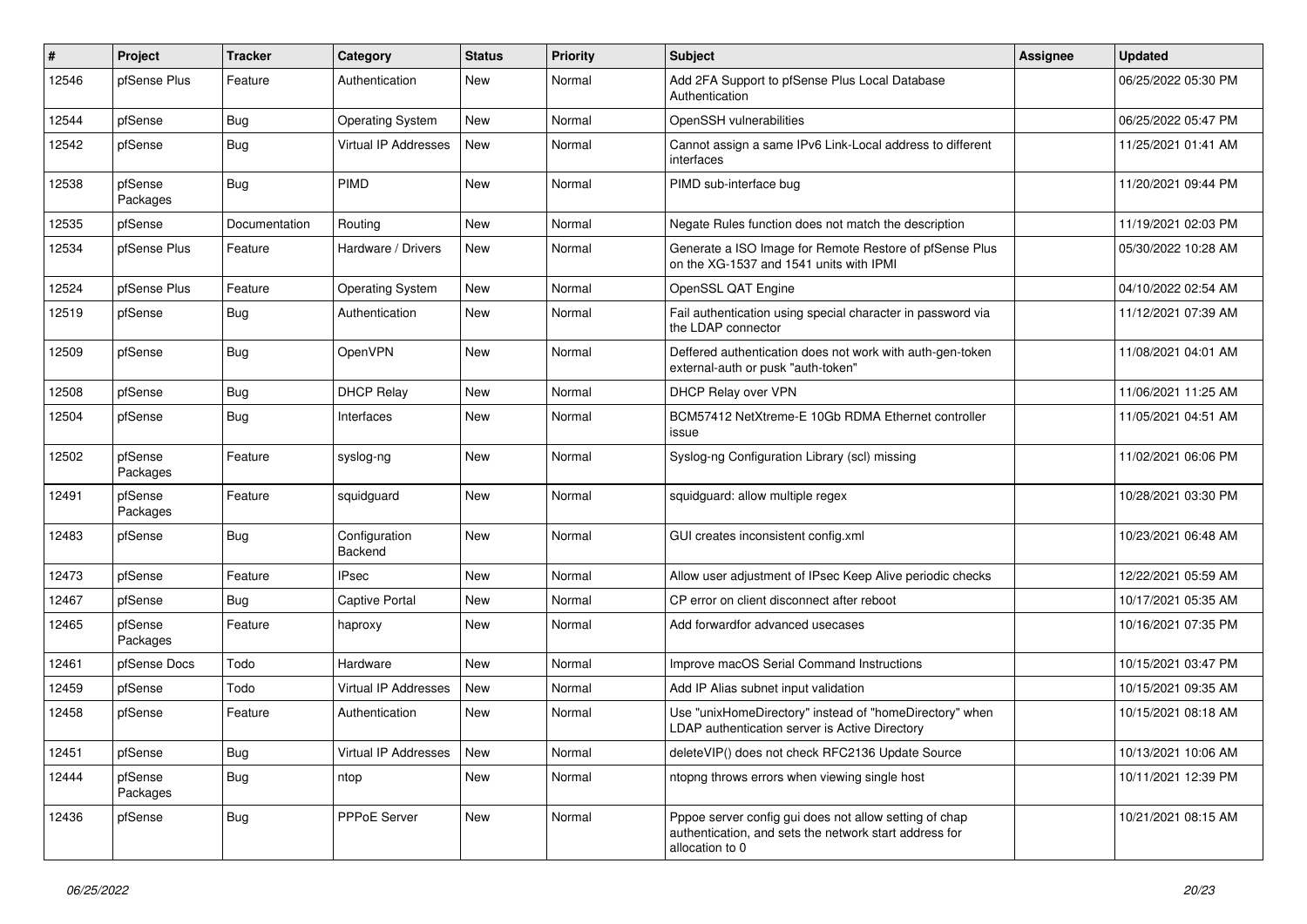| # | Project | Tracker | Category | Status | Priority | Subject | Assignee | Updated |
|---|---|---|---|---|---|---|---|---|
| 12546 | pfSense Plus | Feature | Authentication | New | Normal | Add 2FA Support to pfSense Plus Local Database Authentication | | 06/25/2022 05:30 PM |
| 12544 | pfSense | Bug | Operating System | New | Normal | OpenSSH vulnerabilities | | 06/25/2022 05:47 PM |
| 12542 | pfSense | Bug | Virtual IP Addresses | New | Normal | Cannot assign a same IPv6 Link-Local address to different interfaces | | 11/25/2021 01:41 AM |
| 12538 | pfSense Packages | Bug | PIMD | New | Normal | PIMD sub-interface bug | | 11/20/2021 09:44 PM |
| 12535 | pfSense | Documentation | Routing | New | Normal | Negate Rules function does not match the description | | 11/19/2021 02:03 PM |
| 12534 | pfSense Plus | Feature | Hardware / Drivers | New | Normal | Generate a ISO Image for Remote Restore of pfSense Plus on the XG-1537 and 1541 units with IPMI | | 05/30/2022 10:28 AM |
| 12524 | pfSense Plus | Feature | Operating System | New | Normal | OpenSSL QAT Engine | | 04/10/2022 02:54 AM |
| 12519 | pfSense | Bug | Authentication | New | Normal | Fail authentication using special character in password via the LDAP connector | | 11/12/2021 07:39 AM |
| 12509 | pfSense | Bug | OpenVPN | New | Normal | Deffered authentication does not work with auth-gen-token external-auth or pusk "auth-token" | | 11/08/2021 04:01 AM |
| 12508 | pfSense | Bug | DHCP Relay | New | Normal | DHCP Relay over VPN | | 11/06/2021 11:25 AM |
| 12504 | pfSense | Bug | Interfaces | New | Normal | BCM57412 NetXtreme-E 10Gb RDMA Ethernet controller issue | | 11/05/2021 04:51 AM |
| 12502 | pfSense Packages | Feature | syslog-ng | New | Normal | Syslog-ng Configuration Library (scl) missing | | 11/02/2021 06:06 PM |
| 12491 | pfSense Packages | Feature | squidguard | New | Normal | squidguard: allow multiple regex | | 10/28/2021 03:30 PM |
| 12483 | pfSense | Bug | Configuration Backend | New | Normal | GUI creates inconsistent config.xml | | 10/23/2021 06:48 AM |
| 12473 | pfSense | Feature | IPsec | New | Normal | Allow user adjustment of IPsec Keep Alive periodic checks | | 12/22/2021 05:59 AM |
| 12467 | pfSense | Bug | Captive Portal | New | Normal | CP error on client disconnect after reboot | | 10/17/2021 05:35 AM |
| 12465 | pfSense Packages | Feature | haproxy | New | Normal | Add forwardfor advanced usecases | | 10/16/2021 07:35 PM |
| 12461 | pfSense Docs | Todo | Hardware | New | Normal | Improve macOS Serial Command Instructions | | 10/15/2021 03:47 PM |
| 12459 | pfSense | Todo | Virtual IP Addresses | New | Normal | Add IP Alias subnet input validation | | 10/15/2021 09:35 AM |
| 12458 | pfSense | Feature | Authentication | New | Normal | Use "unixHomeDirectory" instead of "homeDirectory" when LDAP authentication server is Active Directory | | 10/15/2021 08:18 AM |
| 12451 | pfSense | Bug | Virtual IP Addresses | New | Normal | deleteVIP() does not check RFC2136 Update Source | | 10/13/2021 10:06 AM |
| 12444 | pfSense Packages | Bug | ntop | New | Normal | ntopng throws errors when viewing single host | | 10/11/2021 12:39 PM |
| 12436 | pfSense | Bug | PPPoE Server | New | Normal | Pppoe server config gui does not allow setting of chap authentication, and sets the network start address for allocation to 0 | | 10/21/2021 08:15 AM |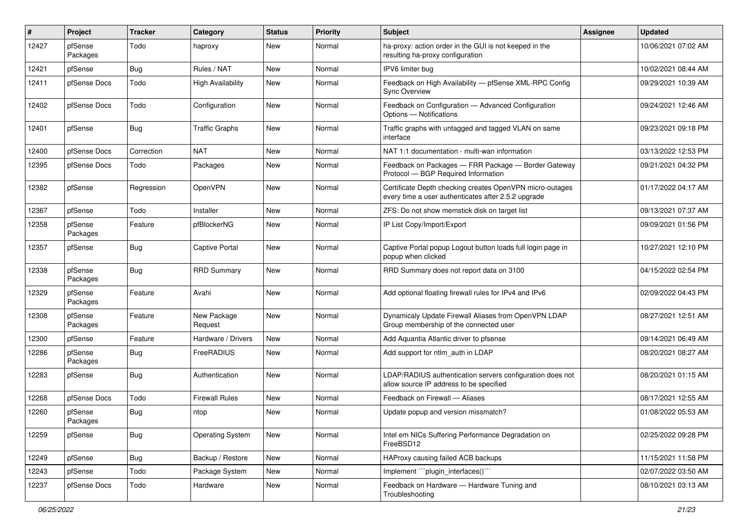| # | Project | Tracker | Category | Status | Priority | Subject | Assignee | Updated |
|---|---|---|---|---|---|---|---|---|
| 12427 | pfSense Packages | Todo | haproxy | New | Normal | ha-proxy: action order in the GUI is not keeped in the resulting ha-proxy configuration | | 10/06/2021 07:02 AM |
| 12421 | pfSense | Bug | Rules / NAT | New | Normal | IPV6 limiter bug | | 10/02/2021 08:44 AM |
| 12411 | pfSense Docs | Todo | High Availability | New | Normal | Feedback on High Availability — pfSense XML-RPC Config Sync Overview | | 09/29/2021 10:39 AM |
| 12402 | pfSense Docs | Todo | Configuration | New | Normal | Feedback on Configuration — Advanced Configuration Options — Notifications | | 09/24/2021 12:46 AM |
| 12401 | pfSense | Bug | Traffic Graphs | New | Normal | Traffic graphs with untagged and tagged VLAN on same interface | | 09/23/2021 09:18 PM |
| 12400 | pfSense Docs | Correction | NAT | New | Normal | NAT 1:1 documentation - multi-wan information | | 03/13/2022 12:53 PM |
| 12395 | pfSense Docs | Todo | Packages | New | Normal | Feedback on Packages — FRR Package — Border Gateway Protocol — BGP Required Information | | 09/21/2021 04:32 PM |
| 12382 | pfSense | Regression | OpenVPN | New | Normal | Certificate Depth checking creates OpenVPN micro-outages every time a user authenticates after 2.5.2 upgrade | | 01/17/2022 04:17 AM |
| 12367 | pfSense | Todo | Installer | New | Normal | ZFS: Do not show memstick disk on target list | | 09/13/2021 07:37 AM |
| 12358 | pfSense Packages | Feature | pfBlockerNG | New | Normal | IP List Copy/Import/Export | | 09/09/2021 01:56 PM |
| 12357 | pfSense | Bug | Captive Portal | New | Normal | Captive Portal popup Logout button loads full login page in popup when clicked | | 10/27/2021 12:10 PM |
| 12338 | pfSense Packages | Bug | RRD Summary | New | Normal | RRD Summary does not report data on 3100 | | 04/15/2022 02:54 PM |
| 12329 | pfSense Packages | Feature | Avahi | New | Normal | Add optional floating firewall rules for IPv4 and IPv6 | | 02/09/2022 04:43 PM |
| 12308 | pfSense Packages | Feature | New Package Request | New | Normal | Dynamicaly Update Firewall Aliases from OpenVPN LDAP Group membership of the connected user | | 08/27/2021 12:51 AM |
| 12300 | pfSense | Feature | Hardware / Drivers | New | Normal | Add Aquantia Atlantic driver to pfsense | | 09/14/2021 06:49 AM |
| 12286 | pfSense Packages | Bug | FreeRADIUS | New | Normal | Add support for ntlm_auth in LDAP | | 08/20/2021 08:27 AM |
| 12283 | pfSense | Bug | Authentication | New | Normal | LDAP/RADIUS authentication servers configuration does not allow source IP address to be specified | | 08/20/2021 01:15 AM |
| 12268 | pfSense Docs | Todo | Firewall Rules | New | Normal | Feedback on Firewall — Aliases | | 08/17/2021 12:55 AM |
| 12260 | pfSense Packages | Bug | ntop | New | Normal | Update popup and version missmatch? | | 01/08/2022 05:53 AM |
| 12259 | pfSense | Bug | Operating System | New | Normal | Intel em NICs Suffering Performance Degradation on FreeBSD12 | | 02/25/2022 09:28 PM |
| 12249 | pfSense | Bug | Backup / Restore | New | Normal | HAProxy causing failed ACB backups | | 11/15/2021 11:58 PM |
| 12243 | pfSense | Todo | Package System | New | Normal | Implement ```plugin_interfaces()``` | | 02/07/2022 03:50 AM |
| 12237 | pfSense Docs | Todo | Hardware | New | Normal | Feedback on Hardware — Hardware Tuning and Troubleshooting | | 08/10/2021 03:13 AM |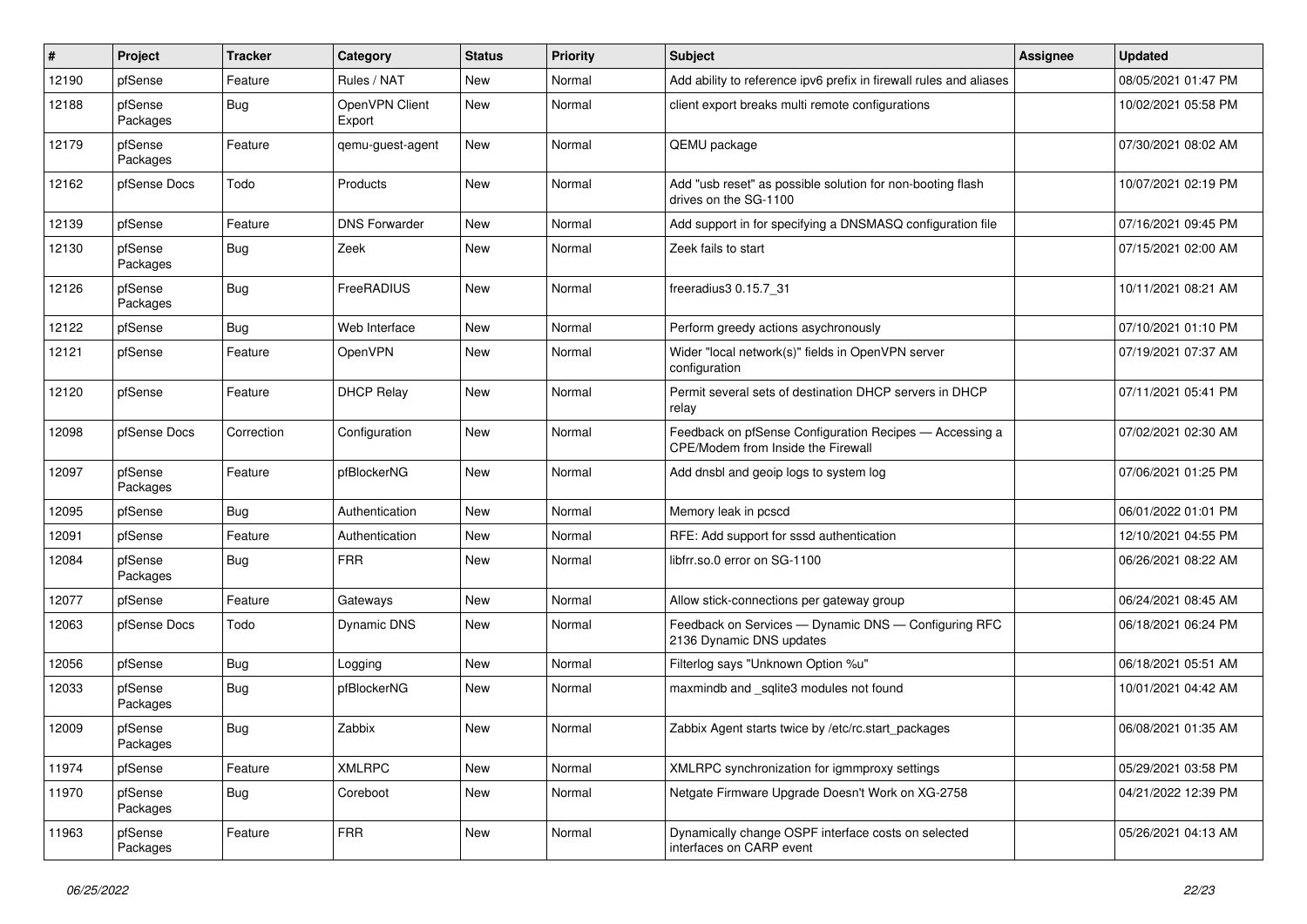| # | Project | Tracker | Category | Status | Priority | Subject | Assignee | Updated |
|---|---|---|---|---|---|---|---|---|
| 12190 | pfSense | Feature | Rules / NAT | New | Normal | Add ability to reference ipv6 prefix in firewall rules and aliases | | 08/05/2021 01:47 PM |
| 12188 | pfSense Packages | Bug | OpenVPN Client Export | New | Normal | client export breaks multi remote configurations | | 10/02/2021 05:58 PM |
| 12179 | pfSense Packages | Feature | qemu-guest-agent | New | Normal | QEMU package | | 07/30/2021 08:02 AM |
| 12162 | pfSense Docs | Todo | Products | New | Normal | Add "usb reset" as possible solution for non-booting flash drives on the SG-1100 | | 10/07/2021 02:19 PM |
| 12139 | pfSense | Feature | DNS Forwarder | New | Normal | Add support in for specifying a DNSMASQ configuration file | | 07/16/2021 09:45 PM |
| 12130 | pfSense Packages | Bug | Zeek | New | Normal | Zeek fails to start | | 07/15/2021 02:00 AM |
| 12126 | pfSense Packages | Bug | FreeRADIUS | New | Normal | freeradius3 0.15.7_31 | | 10/11/2021 08:21 AM |
| 12122 | pfSense | Bug | Web Interface | New | Normal | Perform greedy actions asychronously | | 07/10/2021 01:10 PM |
| 12121 | pfSense | Feature | OpenVPN | New | Normal | Wider "local network(s)" fields in OpenVPN server configuration | | 07/19/2021 07:37 AM |
| 12120 | pfSense | Feature | DHCP Relay | New | Normal | Permit several sets of destination DHCP servers in DHCP relay | | 07/11/2021 05:41 PM |
| 12098 | pfSense Docs | Correction | Configuration | New | Normal | Feedback on pfSense Configuration Recipes — Accessing a CPE/Modem from Inside the Firewall | | 07/02/2021 02:30 AM |
| 12097 | pfSense Packages | Feature | pfBlockerNG | New | Normal | Add dnsbl and geoip logs to system log | | 07/06/2021 01:25 PM |
| 12095 | pfSense | Bug | Authentication | New | Normal | Memory leak in pcscd | | 06/01/2022 01:01 PM |
| 12091 | pfSense | Feature | Authentication | New | Normal | RFE: Add support for sssd authentication | | 12/10/2021 04:55 PM |
| 12084 | pfSense Packages | Bug | FRR | New | Normal | libfrr.so.0 error on SG-1100 | | 06/26/2021 08:22 AM |
| 12077 | pfSense | Feature | Gateways | New | Normal | Allow stick-connections per gateway group | | 06/24/2021 08:45 AM |
| 12063 | pfSense Docs | Todo | Dynamic DNS | New | Normal | Feedback on Services — Dynamic DNS — Configuring RFC 2136 Dynamic DNS updates | | 06/18/2021 06:24 PM |
| 12056 | pfSense | Bug | Logging | New | Normal | Filterlog says "Unknown Option %u" | | 06/18/2021 05:51 AM |
| 12033 | pfSense Packages | Bug | pfBlockerNG | New | Normal | maxmindb and _sqlite3 modules not found | | 10/01/2021 04:42 AM |
| 12009 | pfSense Packages | Bug | Zabbix | New | Normal | Zabbix Agent starts twice by /etc/rc.start_packages | | 06/08/2021 01:35 AM |
| 11974 | pfSense | Feature | XMLRPC | New | Normal | XMLRPC synchronization for igmmproxy settings | | 05/29/2021 03:58 PM |
| 11970 | pfSense Packages | Bug | Coreboot | New | Normal | Netgate Firmware Upgrade Doesn't Work on XG-2758 | | 04/21/2022 12:39 PM |
| 11963 | pfSense Packages | Feature | FRR | New | Normal | Dynamically change OSPF interface costs on selected interfaces on CARP event | | 05/26/2021 04:13 AM |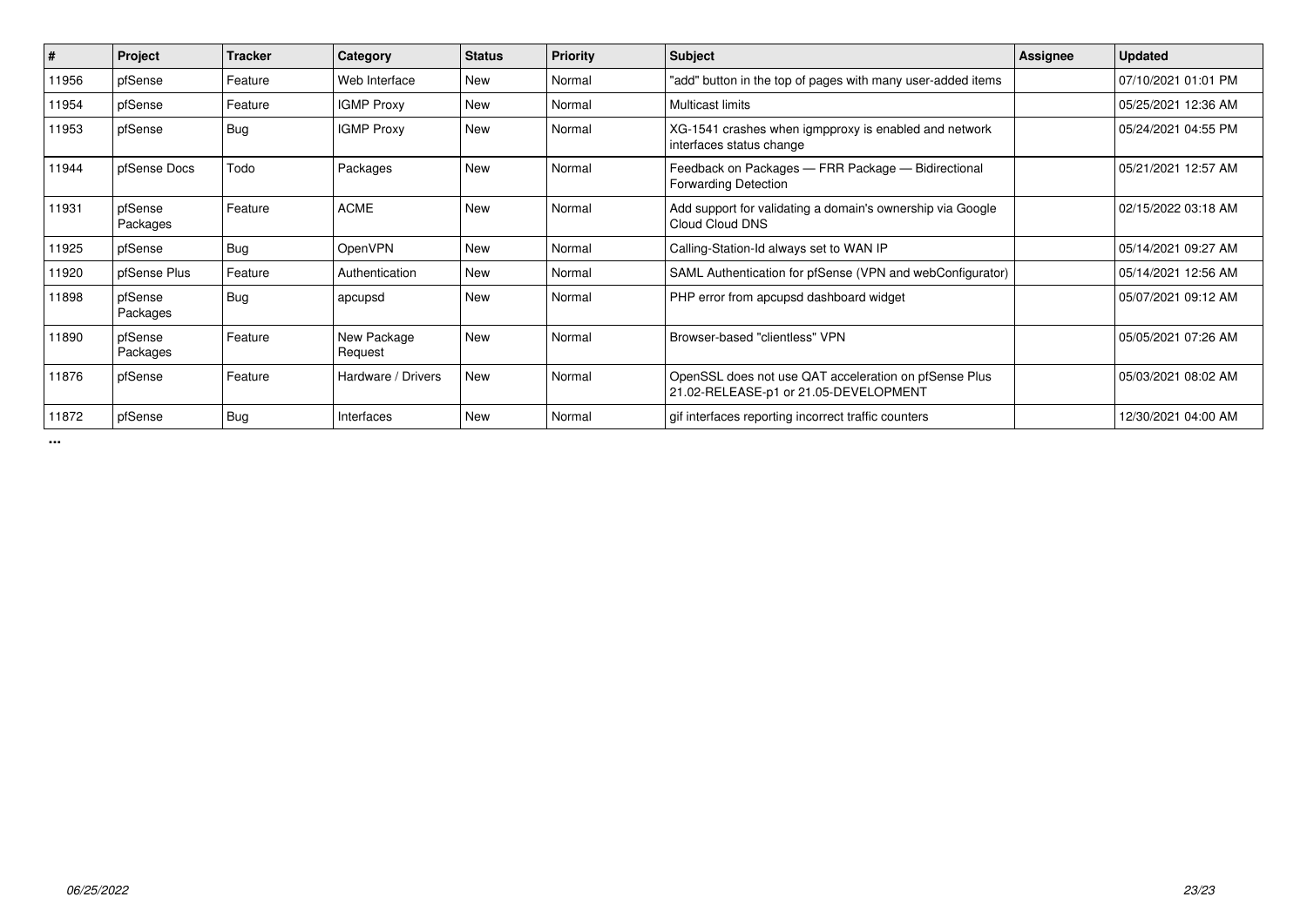| # | Project | Tracker | Category | Status | Priority | Subject | Assignee | Updated |
|---|---|---|---|---|---|---|---|---|
| 11956 | pfSense | Feature | Web Interface | New | Normal | "add" button in the top of pages with many user-added items | | 07/10/2021 01:01 PM |
| 11954 | pfSense | Feature | IGMP Proxy | New | Normal | Multicast limits | | 05/25/2021 12:36 AM |
| 11953 | pfSense | Bug | IGMP Proxy | New | Normal | XG-1541 crashes when igmpproxy is enabled and network interfaces status change | | 05/24/2021 04:55 PM |
| 11944 | pfSense Docs | Todo | Packages | New | Normal | Feedback on Packages — FRR Package — Bidirectional Forwarding Detection | | 05/21/2021 12:57 AM |
| 11931 | pfSense Packages | Feature | ACME | New | Normal | Add support for validating a domain's ownership via Google Cloud Cloud DNS | | 02/15/2022 03:18 AM |
| 11925 | pfSense | Bug | OpenVPN | New | Normal | Calling-Station-Id always set to WAN IP | | 05/14/2021 09:27 AM |
| 11920 | pfSense Plus | Feature | Authentication | New | Normal | SAML Authentication for pfSense (VPN and webConfigurator) | | 05/14/2021 12:56 AM |
| 11898 | pfSense Packages | Bug | apcupsd | New | Normal | PHP error from apcupsd dashboard widget | | 05/07/2021 09:12 AM |
| 11890 | pfSense Packages | Feature | New Package Request | New | Normal | Browser-based "clientless" VPN | | 05/05/2021 07:26 AM |
| 11876 | pfSense | Feature | Hardware / Drivers | New | Normal | OpenSSL does not use QAT acceleration on pfSense Plus 21.02-RELEASE-p1 or 21.05-DEVELOPMENT | | 05/03/2021 08:02 AM |
| 11872 | pfSense | Bug | Interfaces | New | Normal | gif interfaces reporting incorrect traffic counters | | 12/30/2021 04:00 AM |

...